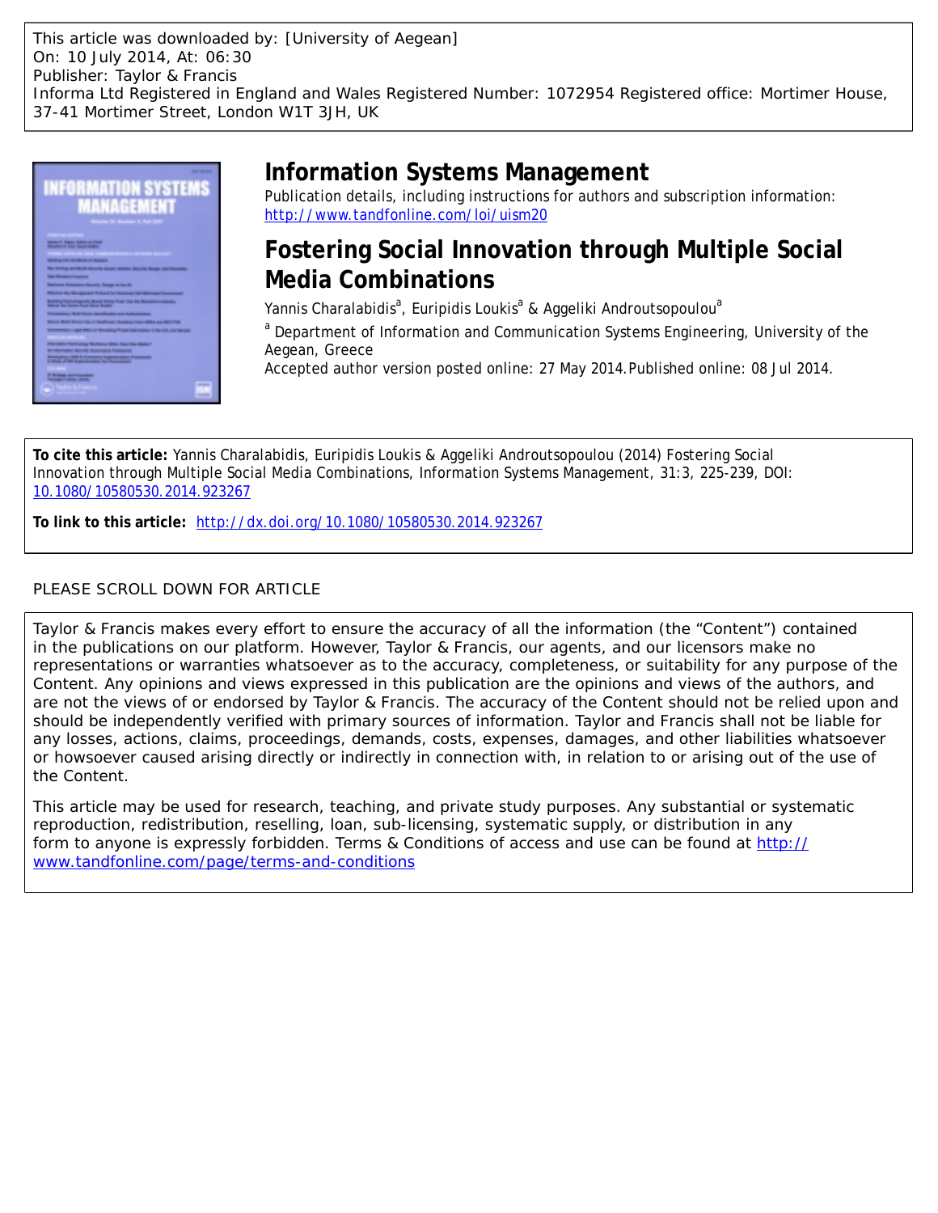This article was downloaded by: [University of Aegean]
On: 10 July 2014, At: 06:30
Publisher: Taylor & Francis
Informa Ltd Registered in England and Wales Registered Number: 1072954 Registered office: Mortimer House, 37-41 Mortimer Street, London W1T 3JH, UK

# Information Systems Management

Publication details, including instructions for authors and subscription information:
http://www.tandfonline.com/loi/uism20

# Fostering Social Innovation through Multiple Social Media Combinations

Yannis Charalabidis[a], Euripidis Loukis[a] & Aggeliki Androutsopoulou[a]

[a] Department of Information and Communication Systems Engineering, University of the Aegean, Greece

Accepted author version posted online: 27 May 2014. Published online: 08 Jul 2014.

**To cite this article:** Yannis Charalabidis, Euripidis Loukis & Aggeliki Androutsopoulou (2014) Fostering Social Innovation through Multiple Social Media Combinations, Information Systems Management, 31:3, 225-239, DOI: 10.1080/10580530.2014.923267

**To link to this article:** http://dx.doi.org/10.1080/10580530.2014.923267

PLEASE SCROLL DOWN FOR ARTICLE

Taylor & Francis makes every effort to ensure the accuracy of all the information (the "Content") contained in the publications on our platform. However, Taylor & Francis, our agents, and our licensors make no representations or warranties whatsoever as to the accuracy, completeness, or suitability for any purpose of the Content. Any opinions and views expressed in this publication are the opinions and views of the authors, and are not the views of or endorsed by Taylor & Francis. The accuracy of the Content should not be relied upon and should be independently verified with primary sources of information. Taylor and Francis shall not be liable for any losses, actions, claims, proceedings, demands, costs, expenses, damages, and other liabilities whatsoever or howsoever caused arising directly or indirectly in connection with, in relation to or arising out of the use of the Content.

This article may be used for research, teaching, and private study purposes. Any substantial or systematic reproduction, redistribution, reselling, loan, sub-licensing, systematic supply, or distribution in any form to anyone is expressly forbidden. Terms & Conditions of access and use can be found at http://www.tandfonline.com/page/terms-and-conditions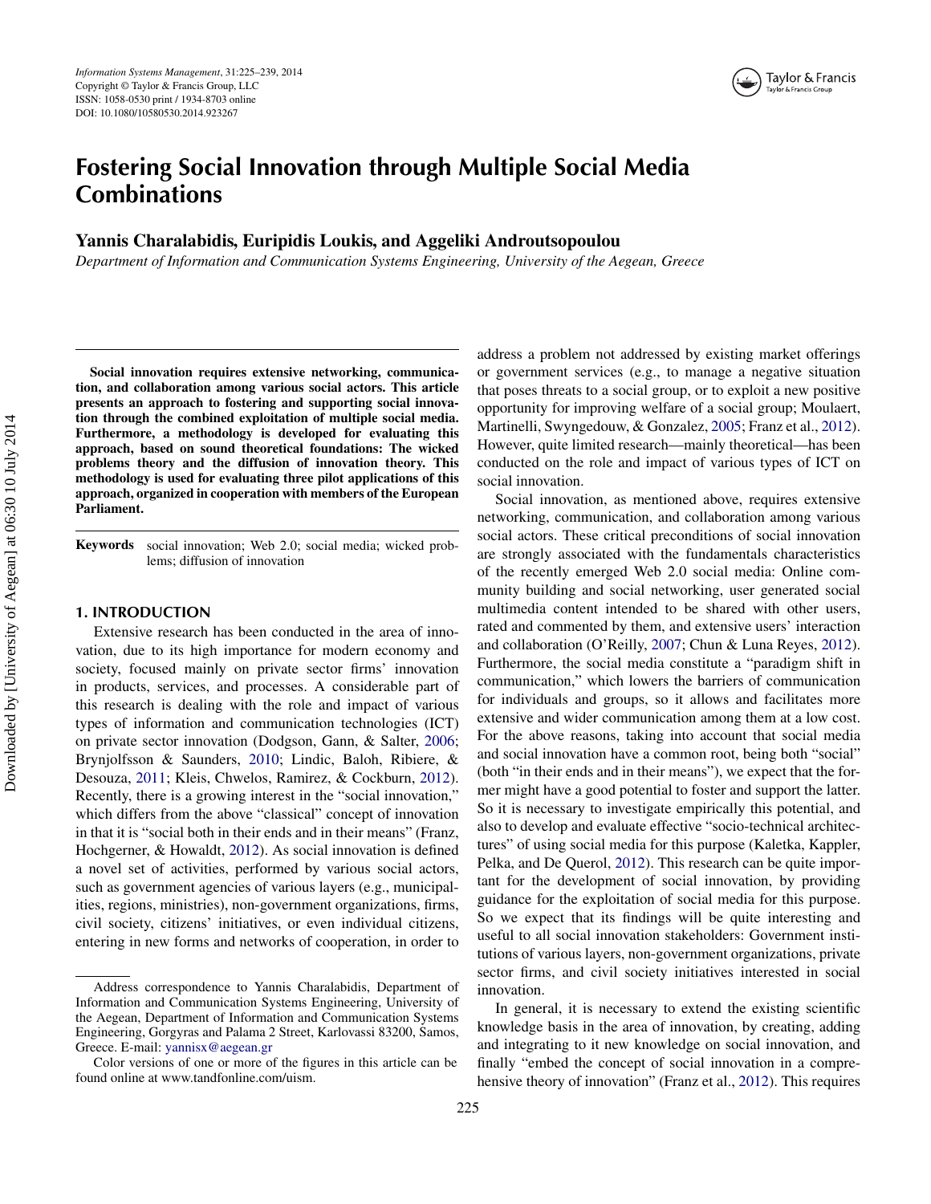# Fostering Social Innovation through Multiple Social Media Combinations

**Yannis Charalabidis, Euripidis Loukis, and Aggeliki Androutsopoulou**

*Department of Information and Communication Systems Engineering, University of the Aegean, Greece*

**Social innovation requires extensive networking, communication, and collaboration among various social actors. This article presents an approach to fostering and supporting social innovation through the combined exploitation of multiple social media. Furthermore, a methodology is developed for evaluating this approach, based on sound theoretical foundations: The wicked problems theory and the diffusion of innovation theory. This methodology is used for evaluating three pilot applications of this approach, organized in cooperation with members of the European Parliament.**

**Keywords** social innovation; Web 2.0; social media; wicked problems; diffusion of innovation

## 1. INTRODUCTION

Extensive research has been conducted in the area of innovation, due to its high importance for modern economy and society, focused mainly on private sector firms' innovation in products, services, and processes. A considerable part of this research is dealing with the role and impact of various types of information and communication technologies (ICT) on private sector innovation (Dodgson, Gann, & Salter, 2006; Brynjolfsson & Saunders, 2010; Lindic, Baloh, Ribiere, & Desouza, 2011; Kleis, Chwelos, Ramirez, & Cockburn, 2012). Recently, there is a growing interest in the "social innovation," which differs from the above "classical" concept of innovation in that it is "social both in their ends and in their means" (Franz, Hochgerner, & Howaldt, 2012). As social innovation is defined a novel set of activities, performed by various social actors, such as government agencies of various layers (e.g., municipalities, regions, ministries), non-government organizations, firms, civil society, citizens' initiatives, or even individual citizens, entering in new forms and networks of cooperation, in order to address a problem not addressed by existing market offerings or government services (e.g., to manage a negative situation that poses threats to a social group, or to exploit a new positive opportunity for improving welfare of a social group; Moulaert, Martinelli, Swyngedouw, & Gonzalez, 2005; Franz et al., 2012). However, quite limited research—mainly theoretical—has been conducted on the role and impact of various types of ICT on social innovation.

Social innovation, as mentioned above, requires extensive networking, communication, and collaboration among various social actors. These critical preconditions of social innovation are strongly associated with the fundamentals characteristics of the recently emerged Web 2.0 social media: Online community building and social networking, user generated social multimedia content intended to be shared with other users, rated and commented by them, and extensive users' interaction and collaboration (O'Reilly, 2007; Chun & Luna Reyes, 2012). Furthermore, the social media constitute a "paradigm shift in communication," which lowers the barriers of communication for individuals and groups, so it allows and facilitates more extensive and wider communication among them at a low cost. For the above reasons, taking into account that social media and social innovation have a common root, being both "social" (both "in their ends and in their means"), we expect that the former might have a good potential to foster and support the latter. So it is necessary to investigate empirically this potential, and also to develop and evaluate effective "socio-technical architectures" of using social media for this purpose (Kaletka, Kappler, Pelka, and De Querol, 2012). This research can be quite important for the development of social innovation, by providing guidance for the exploitation of social media for this purpose. So we expect that its findings will be quite interesting and useful to all social innovation stakeholders: Government institutions of various layers, non-government organizations, private sector firms, and civil society initiatives interested in social innovation.

In general, it is necessary to extend the existing scientific knowledge basis in the area of innovation, by creating, adding and integrating to it new knowledge on social innovation, and finally "embed the concept of social innovation in a comprehensive theory of innovation" (Franz et al., 2012). This requires

Address correspondence to Yannis Charalabidis, Department of Information and Communication Systems Engineering, University of the Aegean, Department of Information and Communication Systems Engineering, Gorgyras and Palama 2 Street, Karlovassi 83200, Samos, Greece. E-mail: yannisx@aegean.gr

Color versions of one or more of the figures in this article can be found online at www.tandfonline.com/uism.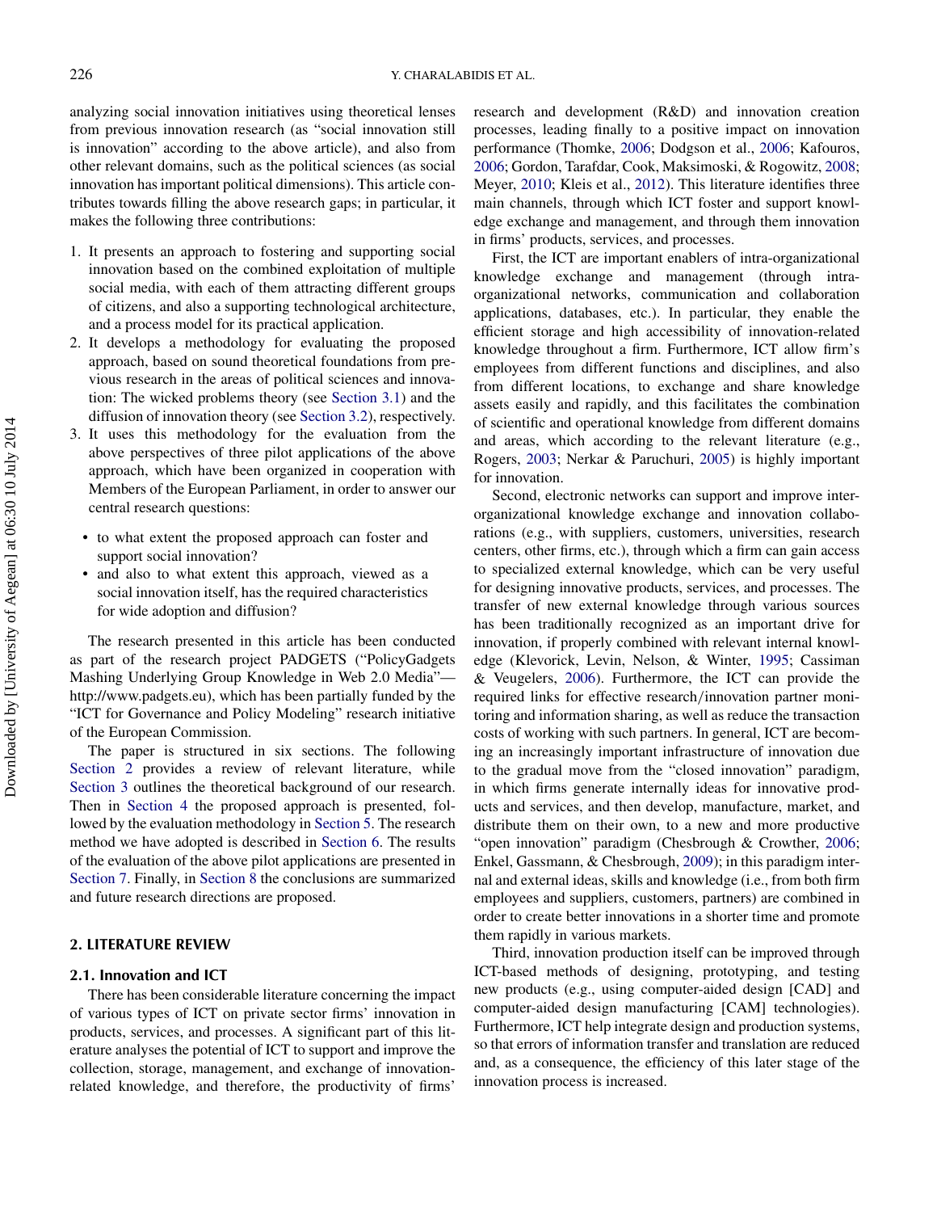analyzing social innovation initiatives using theoretical lenses from previous innovation research (as "social innovation still is innovation" according to the above article), and also from other relevant domains, such as the political sciences (as social innovation has important political dimensions). This article contributes towards filling the above research gaps; in particular, it makes the following three contributions:

1. It presents an approach to fostering and supporting social innovation based on the combined exploitation of multiple social media, with each of them attracting different groups of citizens, and also a supporting technological architecture, and a process model for its practical application.
2. It develops a methodology for evaluating the proposed approach, based on sound theoretical foundations from previous research in the areas of political sciences and innovation: The wicked problems theory (see Section 3.1) and the diffusion of innovation theory (see Section 3.2), respectively.
3. It uses this methodology for the evaluation from the above perspectives of three pilot applications of the above approach, which have been organized in cooperation with Members of the European Parliament, in order to answer our central research questions:
   - to what extent the proposed approach can foster and support social innovation?
   - and also to what extent this approach, viewed as a social innovation itself, has the required characteristics for wide adoption and diffusion?

The research presented in this article has been conducted as part of the research project PADGETS ("PolicyGadgets Mashing Underlying Group Knowledge in Web 2.0 Media"—http://www.padgets.eu), which has been partially funded by the "ICT for Governance and Policy Modeling" research initiative of the European Commission.

The paper is structured in six sections. The following Section 2 provides a review of relevant literature, while Section 3 outlines the theoretical background of our research. Then in Section 4 the proposed approach is presented, followed by the evaluation methodology in Section 5. The research method we have adopted is described in Section 6. The results of the evaluation of the above pilot applications are presented in Section 7. Finally, in Section 8 the conclusions are summarized and future research directions are proposed.

## 2. LITERATURE REVIEW

### 2.1. Innovation and ICT

There has been considerable literature concerning the impact of various types of ICT on private sector firms' innovation in products, services, and processes. A significant part of this literature analyses the potential of ICT to support and improve the collection, storage, management, and exchange of innovation-related knowledge, and therefore, the productivity of firms' research and development (R&D) and innovation creation processes, leading finally to a positive impact on innovation performance (Thomke, 2006; Dodgson et al., 2006; Kafouros, 2006; Gordon, Tarafdar, Cook, Maksimoski, & Rogowitz, 2008; Meyer, 2010; Kleis et al., 2012). This literature identifies three main channels, through which ICT foster and support knowledge exchange and management, and through them innovation in firms' products, services, and processes.

First, the ICT are important enablers of intra-organizational knowledge exchange and management (through intra-organizational networks, communication and collaboration applications, databases, etc.). In particular, they enable the efficient storage and high accessibility of innovation-related knowledge throughout a firm. Furthermore, ICT allow firm's employees from different functions and disciplines, and also from different locations, to exchange and share knowledge assets easily and rapidly, and this facilitates the combination of scientific and operational knowledge from different domains and areas, which according to the relevant literature (e.g., Rogers, 2003; Nerkar & Paruchuri, 2005) is highly important for innovation.

Second, electronic networks can support and improve inter-organizational knowledge exchange and innovation collaborations (e.g., with suppliers, customers, universities, research centers, other firms, etc.), through which a firm can gain access to specialized external knowledge, which can be very useful for designing innovative products, services, and processes. The transfer of new external knowledge through various sources has been traditionally recognized as an important drive for innovation, if properly combined with relevant internal knowledge (Klevorick, Levin, Nelson, & Winter, 1995; Cassiman & Veugelers, 2006). Furthermore, the ICT can provide the required links for effective research/innovation partner monitoring and information sharing, as well as reduce the transaction costs of working with such partners. In general, ICT are becoming an increasingly important infrastructure of innovation due to the gradual move from the "closed innovation" paradigm, in which firms generate internally ideas for innovative products and services, and then develop, manufacture, market, and distribute them on their own, to a new and more productive "open innovation" paradigm (Chesbrough & Crowther, 2006; Enkel, Gassmann, & Chesbrough, 2009); in this paradigm internal and external ideas, skills and knowledge (i.e., from both firm employees and suppliers, customers, partners) are combined in order to create better innovations in a shorter time and promote them rapidly in various markets.

Third, innovation production itself can be improved through ICT-based methods of designing, prototyping, and testing new products (e.g., using computer-aided design [CAD] and computer-aided design manufacturing [CAM] technologies). Furthermore, ICT help integrate design and production systems, so that errors of information transfer and translation are reduced and, as a consequence, the efficiency of this later stage of the innovation process is increased.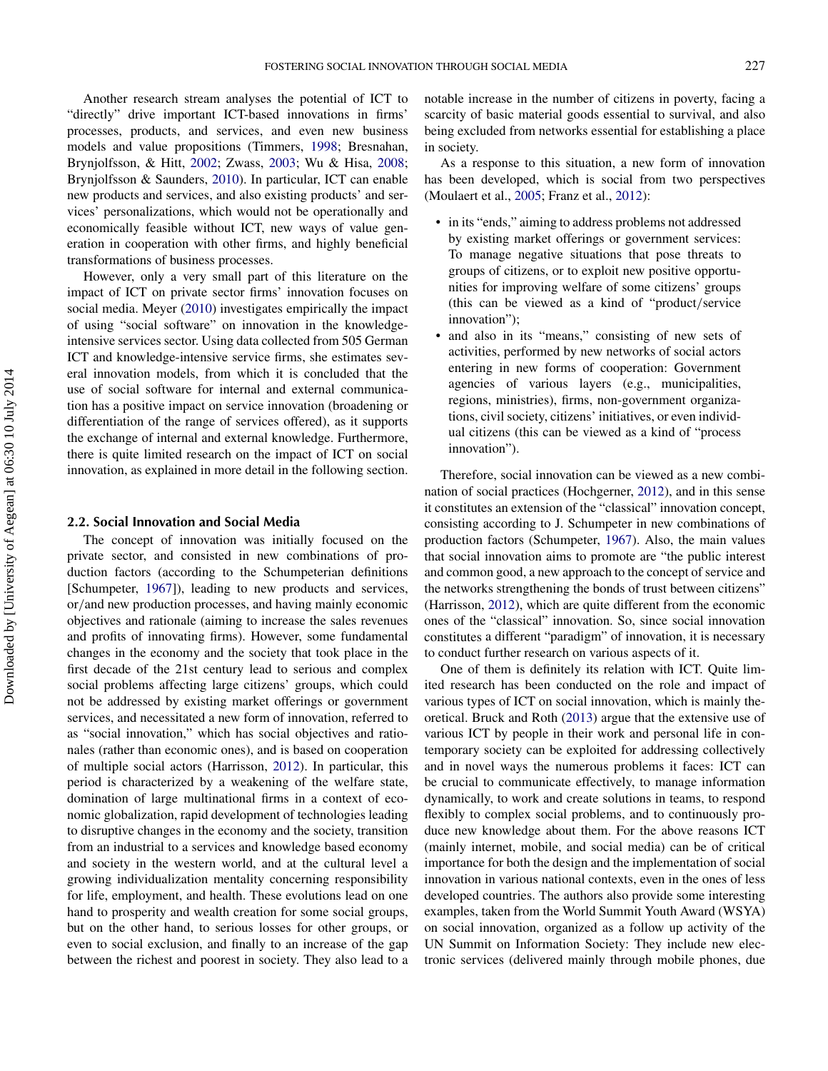Another research stream analyses the potential of ICT to "directly" drive important ICT-based innovations in firms' processes, products, and services, and even new business models and value propositions (Timmers, 1998; Bresnahan, Brynjolfsson, & Hitt, 2002; Zwass, 2003; Wu & Hisa, 2008; Brynjolfsson & Saunders, 2010). In particular, ICT can enable new products and services, and also existing products' and services' personalizations, which would not be operationally and economically feasible without ICT, new ways of value generation in cooperation with other firms, and highly beneficial transformations of business processes.

However, only a very small part of this literature on the impact of ICT on private sector firms' innovation focuses on social media. Meyer (2010) investigates empirically the impact of using "social software" on innovation in the knowledge-intensive services sector. Using data collected from 505 German ICT and knowledge-intensive service firms, she estimates several innovation models, from which it is concluded that the use of social software for internal and external communication has a positive impact on service innovation (broadening or differentiation of the range of services offered), as it supports the exchange of internal and external knowledge. Furthermore, there is quite limited research on the impact of ICT on social innovation, as explained in more detail in the following section.

### 2.2. Social Innovation and Social Media

The concept of innovation was initially focused on the private sector, and consisted in new combinations of production factors (according to the Schumpeterian definitions [Schumpeter, 1967]), leading to new products and services, or/and new production processes, and having mainly economic objectives and rationale (aiming to increase the sales revenues and profits of innovating firms). However, some fundamental changes in the economy and the society that took place in the first decade of the 21st century lead to serious and complex social problems affecting large citizens' groups, which could not be addressed by existing market offerings or government services, and necessitated a new form of innovation, referred to as "social innovation," which has social objectives and rationales (rather than economic ones), and is based on cooperation of multiple social actors (Harrisson, 2012). In particular, this period is characterized by a weakening of the welfare state, domination of large multinational firms in a context of economic globalization, rapid development of technologies leading to disruptive changes in the economy and the society, transition from an industrial to a services and knowledge based economy and society in the western world, and at the cultural level a growing individualization mentality concerning responsibility for life, employment, and health. These evolutions lead on one hand to prosperity and wealth creation for some social groups, but on the other hand, to serious losses for other groups, or even to social exclusion, and finally to an increase of the gap between the richest and poorest in society. They also lead to a notable increase in the number of citizens in poverty, facing a scarcity of basic material goods essential to survival, and also being excluded from networks essential for establishing a place in society.

As a response to this situation, a new form of innovation has been developed, which is social from two perspectives (Moulaert et al., 2005; Franz et al., 2012):

- in its "ends," aiming to address problems not addressed by existing market offerings or government services: To manage negative situations that pose threats to groups of citizens, or to exploit new positive opportunities for improving welfare of some citizens' groups (this can be viewed as a kind of "product/service innovation");
- and also in its "means," consisting of new sets of activities, performed by new networks of social actors entering in new forms of cooperation: Government agencies of various layers (e.g., municipalities, regions, ministries), firms, non-government organizations, civil society, citizens' initiatives, or even individual citizens (this can be viewed as a kind of "process innovation").

Therefore, social innovation can be viewed as a new combination of social practices (Hochgerner, 2012), and in this sense it constitutes an extension of the "classical" innovation concept, consisting according to J. Schumpeter in new combinations of production factors (Schumpeter, 1967). Also, the main values that social innovation aims to promote are "the public interest and common good, a new approach to the concept of service and the networks strengthening the bonds of trust between citizens" (Harrisson, 2012), which are quite different from the economic ones of the "classical" innovation. So, since social innovation constitutes a different "paradigm" of innovation, it is necessary to conduct further research on various aspects of it.

One of them is definitely its relation with ICT. Quite limited research has been conducted on the role and impact of various types of ICT on social innovation, which is mainly theoretical. Bruck and Roth (2013) argue that the extensive use of various ICT by people in their work and personal life in contemporary society can be exploited for addressing collectively and in novel ways the numerous problems it faces: ICT can be crucial to communicate effectively, to manage information dynamically, to work and create solutions in teams, to respond flexibly to complex social problems, and to continuously produce new knowledge about them. For the above reasons ICT (mainly internet, mobile, and social media) can be of critical importance for both the design and the implementation of social innovation in various national contexts, even in the ones of less developed countries. The authors also provide some interesting examples, taken from the World Summit Youth Award (WSYA) on social innovation, organized as a follow up activity of the UN Summit on Information Society: They include new electronic services (delivered mainly through mobile phones, due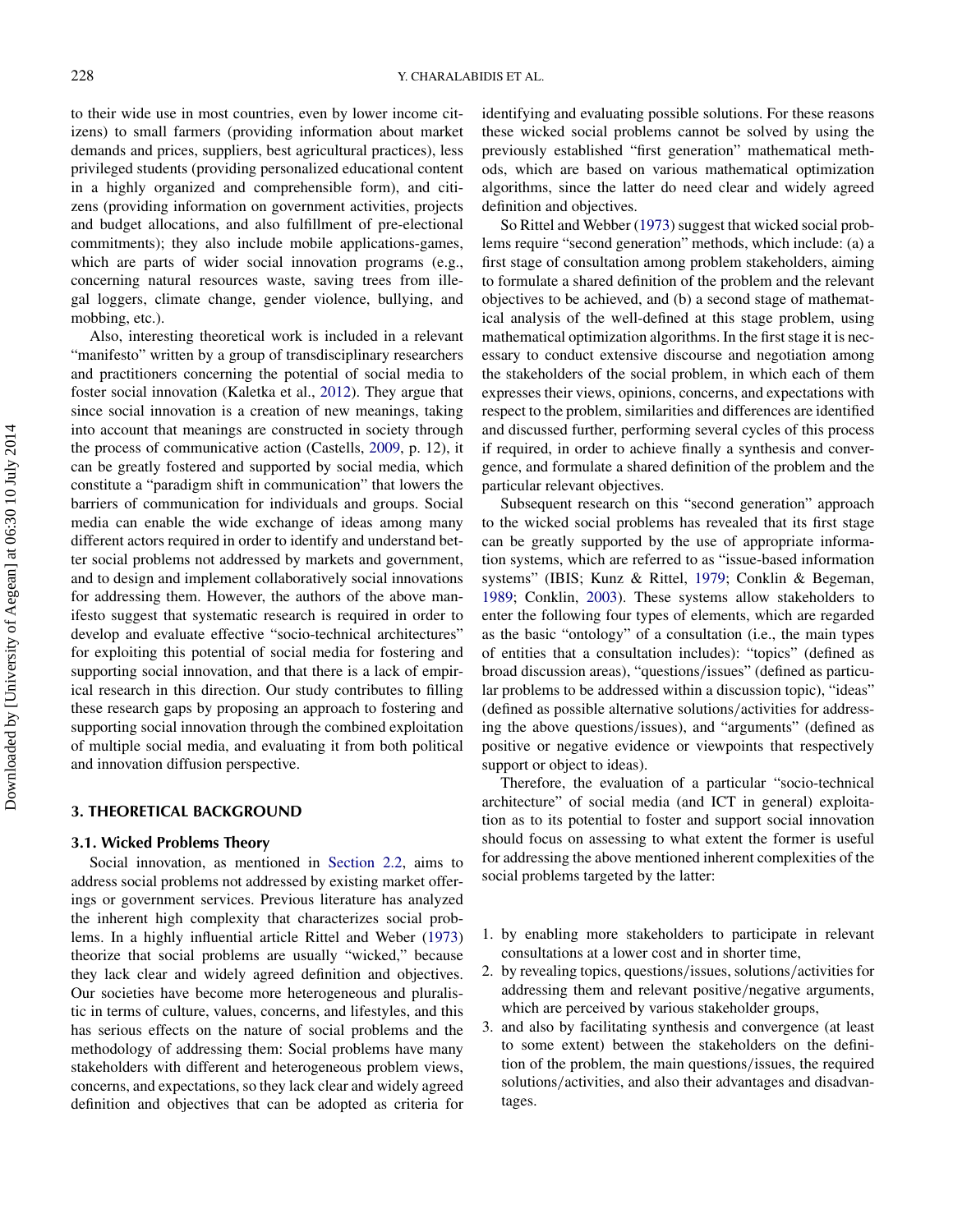to their wide use in most countries, even by lower income citizens) to small farmers (providing information about market demands and prices, suppliers, best agricultural practices), less privileged students (providing personalized educational content in a highly organized and comprehensible form), and citizens (providing information on government activities, projects and budget allocations, and also fulfillment of pre-electional commitments); they also include mobile applications-games, which are parts of wider social innovation programs (e.g., concerning natural resources waste, saving trees from illegal loggers, climate change, gender violence, bullying, and mobbing, etc.).

Also, interesting theoretical work is included in a relevant "manifesto" written by a group of transdisciplinary researchers and practitioners concerning the potential of social media to foster social innovation (Kaletka et al., 2012). They argue that since social innovation is a creation of new meanings, taking into account that meanings are constructed in society through the process of communicative action (Castells, 2009, p. 12), it can be greatly fostered and supported by social media, which constitute a "paradigm shift in communication" that lowers the barriers of communication for individuals and groups. Social media can enable the wide exchange of ideas among many different actors required in order to identify and understand better social problems not addressed by markets and government, and to design and implement collaboratively social innovations for addressing them. However, the authors of the above manifesto suggest that systematic research is required in order to develop and evaluate effective "socio-technical architectures" for exploiting this potential of social media for fostering and supporting social innovation, and that there is a lack of empirical research in this direction. Our study contributes to filling these research gaps by proposing an approach to fostering and supporting social innovation through the combined exploitation of multiple social media, and evaluating it from both political and innovation diffusion perspective.

## 3. THEORETICAL BACKGROUND

### 3.1. Wicked Problems Theory

Social innovation, as mentioned in Section 2.2, aims to address social problems not addressed by existing market offerings or government services. Previous literature has analyzed the inherent high complexity that characterizes social problems. In a highly influential article Rittel and Weber (1973) theorize that social problems are usually "wicked," because they lack clear and widely agreed definition and objectives. Our societies have become more heterogeneous and pluralistic in terms of culture, values, concerns, and lifestyles, and this has serious effects on the nature of social problems and the methodology of addressing them: Social problems have many stakeholders with different and heterogeneous problem views, concerns, and expectations, so they lack clear and widely agreed definition and objectives that can be adopted as criteria for identifying and evaluating possible solutions. For these reasons these wicked social problems cannot be solved by using the previously established "first generation" mathematical methods, which are based on various mathematical optimization algorithms, since the latter do need clear and widely agreed definition and objectives.

So Rittel and Webber (1973) suggest that wicked social problems require "second generation" methods, which include: (a) a first stage of consultation among problem stakeholders, aiming to formulate a shared definition of the problem and the relevant objectives to be achieved, and (b) a second stage of mathematical analysis of the well-defined at this stage problem, using mathematical optimization algorithms. In the first stage it is necessary to conduct extensive discourse and negotiation among the stakeholders of the social problem, in which each of them expresses their views, opinions, concerns, and expectations with respect to the problem, similarities and differences are identified and discussed further, performing several cycles of this process if required, in order to achieve finally a synthesis and convergence, and formulate a shared definition of the problem and the particular relevant objectives.

Subsequent research on this "second generation" approach to the wicked social problems has revealed that its first stage can be greatly supported by the use of appropriate information systems, which are referred to as "issue-based information systems" (IBIS; Kunz & Rittel, 1979; Conklin & Begeman, 1989; Conklin, 2003). These systems allow stakeholders to enter the following four types of elements, which are regarded as the basic "ontology" of a consultation (i.e., the main types of entities that a consultation includes): "topics" (defined as broad discussion areas), "questions/issues" (defined as particular problems to be addressed within a discussion topic), "ideas" (defined as possible alternative solutions/activities for addressing the above questions/issues), and "arguments" (defined as positive or negative evidence or viewpoints that respectively support or object to ideas).

Therefore, the evaluation of a particular "socio-technical architecture" of social media (and ICT in general) exploitation as to its potential to foster and support social innovation should focus on assessing to what extent the former is useful for addressing the above mentioned inherent complexities of the social problems targeted by the latter:

1. by enabling more stakeholders to participate in relevant consultations at a lower cost and in shorter time,
2. by revealing topics, questions/issues, solutions/activities for addressing them and relevant positive/negative arguments, which are perceived by various stakeholder groups,
3. and also by facilitating synthesis and convergence (at least to some extent) between the stakeholders on the definition of the problem, the main questions/issues, the required solutions/activities, and also their advantages and disadvantages.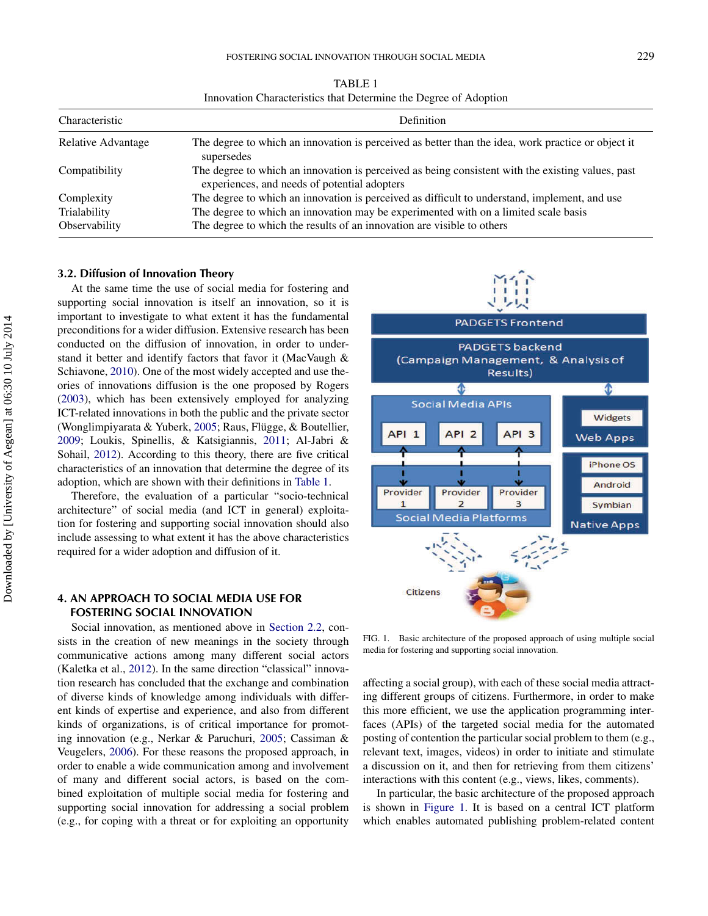TABLE 1
Innovation Characteristics that Determine the Degree of Adoption

| Characteristic | Definition |
|---|---|
| Relative Advantage | The degree to which an innovation is perceived as better than the idea, work practice or object it supersedes |
| Compatibility | The degree to which an innovation is perceived as being consistent with the existing values, past experiences, and needs of potential adopters |
| Complexity | The degree to which an innovation is perceived as difficult to understand, implement, and use |
| Trialability | The degree to which an innovation may be experimented with on a limited scale basis |
| Observability | The degree to which the results of an innovation are visible to others |

### 3.2. Diffusion of Innovation Theory

At the same time the use of social media for fostering and supporting social innovation is itself an innovation, so it is important to investigate to what extent it has the fundamental preconditions for a wider diffusion. Extensive research has been conducted on the diffusion of innovation, in order to understand it better and identify factors that favor it (MacVaugh & Schiavone, 2010). One of the most widely accepted and use theories of innovations diffusion is the one proposed by Rogers (2003), which has been extensively employed for analyzing ICT-related innovations in both the public and the private sector (Wonglimpiyarata & Yuberk, 2005; Raus, Flügge, & Boutellier, 2009; Loukis, Spinellis, & Katsigiannis, 2011; Al-Jabri & Sohail, 2012). According to this theory, there are five critical characteristics of an innovation that determine the degree of its adoption, which are shown with their definitions in Table 1.

Therefore, the evaluation of a particular "socio-technical architecture" of social media (and ICT in general) exploitation for fostering and supporting social innovation should also include assessing to what extent it has the above characteristics required for a wider adoption and diffusion of it.

## 4. AN APPROACH TO SOCIAL MEDIA USE FOR FOSTERING SOCIAL INNOVATION

Social innovation, as mentioned above in Section 2.2, consists in the creation of new meanings in the society through communicative actions among many different social actors (Kaletka et al., 2012). In the same direction "classical" innovation research has concluded that the exchange and combination of diverse kinds of knowledge among individuals with different kinds of expertise and experience, and also from different kinds of organizations, is of critical importance for promoting innovation (e.g., Nerkar & Paruchuri, 2005; Cassiman & Veugelers, 2006). For these reasons the proposed approach, in order to enable a wide communication among and involvement of many and different social actors, is based on the combined exploitation of multiple social media for fostering and supporting social innovation for addressing a social problem (e.g., for coping with a threat or for exploiting an opportunity affecting a social group), with each of these social media attracting different groups of citizens. Furthermore, in order to make this more efficient, we use the application programming interfaces (APIs) of the targeted social media for the automated posting of contention the particular social problem to them (e.g., relevant text, images, videos) in order to initiate and stimulate a discussion on it, and then for retrieving from them citizens' interactions with this content (e.g., views, likes, comments).

FIG. 1. Basic architecture of the proposed approach of using multiple social media for fostering and supporting social innovation.

In particular, the basic architecture of the proposed approach is shown in Figure 1. It is based on a central ICT platform which enables automated publishing problem-related content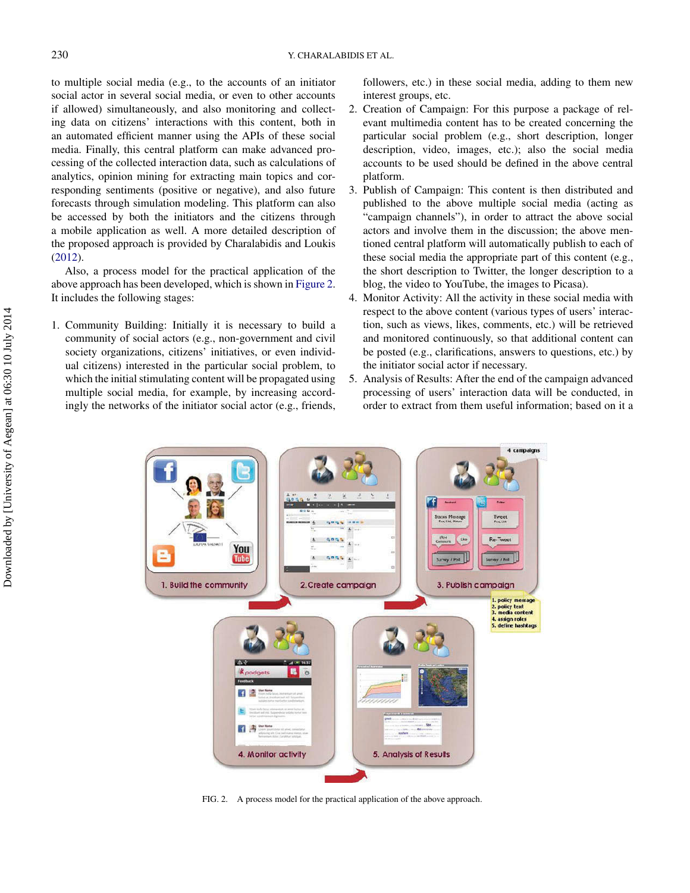to multiple social media (e.g., to the accounts of an initiator social actor in several social media, or even to other accounts if allowed) simultaneously, and also monitoring and collecting data on citizens' interactions with this content, both in an automated efficient manner using the APIs of these social media. Finally, this central platform can make advanced processing of the collected interaction data, such as calculations of analytics, opinion mining for extracting main topics and corresponding sentiments (positive or negative), and also future forecasts through simulation modeling. This platform can also be accessed by both the initiators and the citizens through a mobile application as well. A more detailed description of the proposed approach is provided by Charalabidis and Loukis (2012).

Also, a process model for the practical application of the above approach has been developed, which is shown in Figure 2. It includes the following stages:

1. Community Building: Initially it is necessary to build a community of social actors (e.g., non-government and civil society organizations, citizens' initiatives, or even individual citizens) interested in the particular social problem, to which the initial stimulating content will be propagated using multiple social media, for example, by increasing accordingly the networks of the initiator social actor (e.g., friends, followers, etc.) in these social media, adding to them new interest groups, etc.
2. Creation of Campaign: For this purpose a package of relevant multimedia content has to be created concerning the particular social problem (e.g., short description, longer description, video, images, etc.); also the social media accounts to be used should be defined in the above central platform.
3. Publish of Campaign: This content is then distributed and published to the above multiple social media (acting as "campaign channels"), in order to attract the above social actors and involve them in the discussion; the above mentioned central platform will automatically publish to each of these social media the appropriate part of this content (e.g., the short description to Twitter, the longer description to a blog, the video to YouTube, the images to Picasa).
4. Monitor Activity: All the activity in these social media with respect to the above content (various types of users' interaction, such as views, likes, comments, etc.) will be retrieved and monitored continuously, so that additional content can be posted (e.g., clarifications, answers to questions, etc.) by the initiator social actor if necessary.
5. Analysis of Results: After the end of the campaign advanced processing of users' interaction data will be conducted, in order to extract from them useful information; based on it a

FIG. 2. A process model for the practical application of the above approach.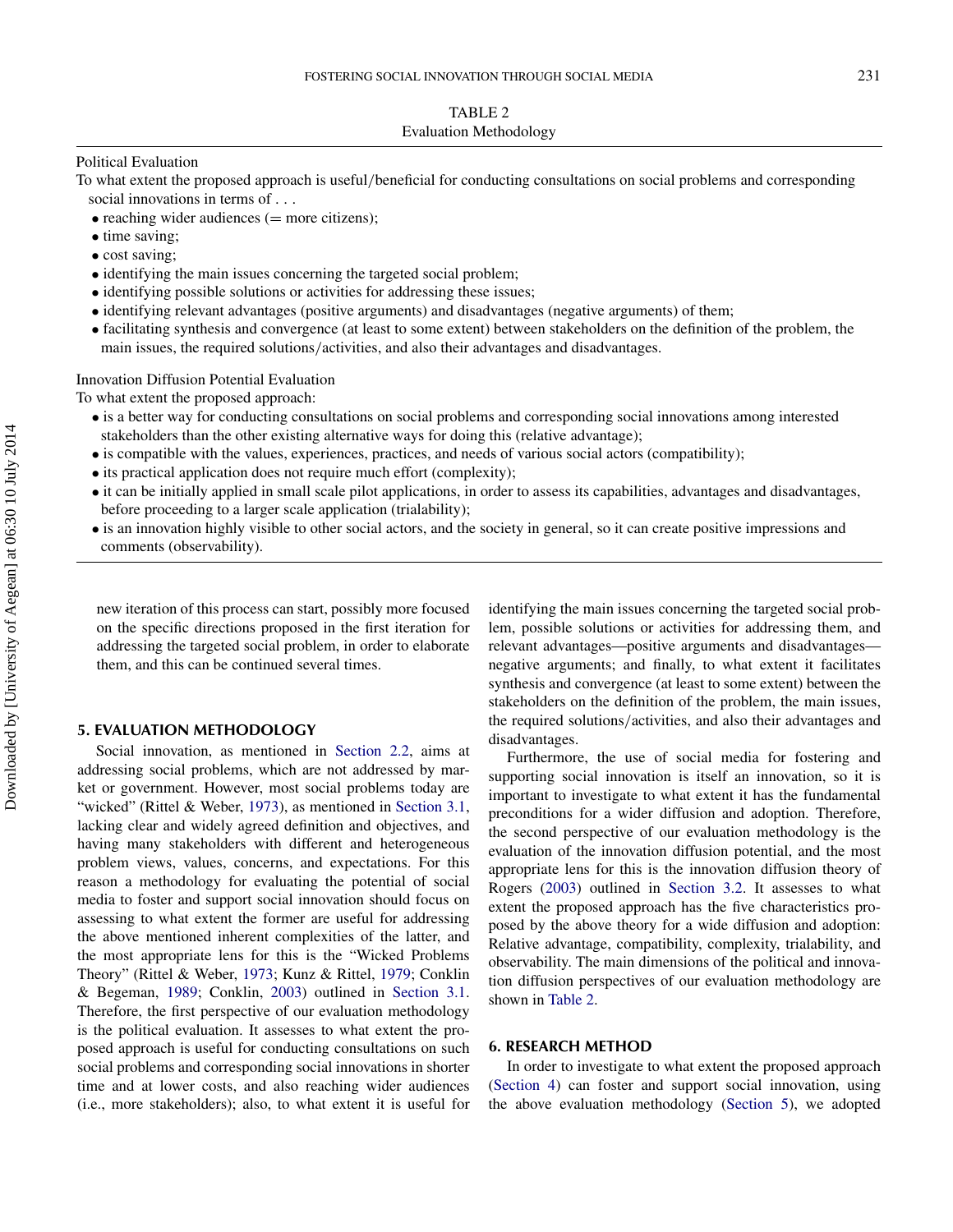TABLE 2
Evaluation Methodology

Political Evaluation

To what extent the proposed approach is useful/beneficial for conducting consultations on social problems and corresponding social innovations in terms of . . .

- reaching wider audiences (= more citizens);
- time saving;
- cost saving;
- identifying the main issues concerning the targeted social problem;
- identifying possible solutions or activities for addressing these issues;
- identifying relevant advantages (positive arguments) and disadvantages (negative arguments) of them;
- facilitating synthesis and convergence (at least to some extent) between stakeholders on the definition of the problem, the main issues, the required solutions/activities, and also their advantages and disadvantages.

Innovation Diffusion Potential Evaluation

To what extent the proposed approach:

- is a better way for conducting consultations on social problems and corresponding social innovations among interested stakeholders than the other existing alternative ways for doing this (relative advantage);
- is compatible with the values, experiences, practices, and needs of various social actors (compatibility);
- its practical application does not require much effort (complexity);
- it can be initially applied in small scale pilot applications, in order to assess its capabilities, advantages and disadvantages, before proceeding to a larger scale application (trialability);
- is an innovation highly visible to other social actors, and the society in general, so it can create positive impressions and comments (observability).

new iteration of this process can start, possibly more focused on the specific directions proposed in the first iteration for addressing the targeted social problem, in order to elaborate them, and this can be continued several times.

## 5. EVALUATION METHODOLOGY

Social innovation, as mentioned in Section 2.2, aims at addressing social problems, which are not addressed by market or government. However, most social problems today are "wicked" (Rittel & Weber, 1973), as mentioned in Section 3.1, lacking clear and widely agreed definition and objectives, and having many stakeholders with different and heterogeneous problem views, values, concerns, and expectations. For this reason a methodology for evaluating the potential of social media to foster and support social innovation should focus on assessing to what extent the former are useful for addressing the above mentioned inherent complexities of the latter, and the most appropriate lens for this is the "Wicked Problems Theory" (Rittel & Weber, 1973; Kunz & Rittel, 1979; Conklin & Begeman, 1989; Conklin, 2003) outlined in Section 3.1. Therefore, the first perspective of our evaluation methodology is the political evaluation. It assesses to what extent the proposed approach is useful for conducting consultations on such social problems and corresponding social innovations in shorter time and at lower costs, and also reaching wider audiences (i.e., more stakeholders); also, to what extent it is useful for identifying the main issues concerning the targeted social problem, possible solutions or activities for addressing them, and relevant advantages—positive arguments and disadvantages—negative arguments; and finally, to what extent it facilitates synthesis and convergence (at least to some extent) between the stakeholders on the definition of the problem, the main issues, the required solutions/activities, and also their advantages and disadvantages.

Furthermore, the use of social media for fostering and supporting social innovation is itself an innovation, so it is important to investigate to what extent it has the fundamental preconditions for a wider diffusion and adoption. Therefore, the second perspective of our evaluation methodology is the evaluation of the innovation diffusion potential, and the most appropriate lens for this is the innovation diffusion theory of Rogers (2003) outlined in Section 3.2. It assesses to what extent the proposed approach has the five characteristics proposed by the above theory for a wide diffusion and adoption: Relative advantage, compatibility, complexity, trialability, and observability. The main dimensions of the political and innovation diffusion perspectives of our evaluation methodology are shown in Table 2.

## 6. RESEARCH METHOD

In order to investigate to what extent the proposed approach (Section 4) can foster and support social innovation, using the above evaluation methodology (Section 5), we adopted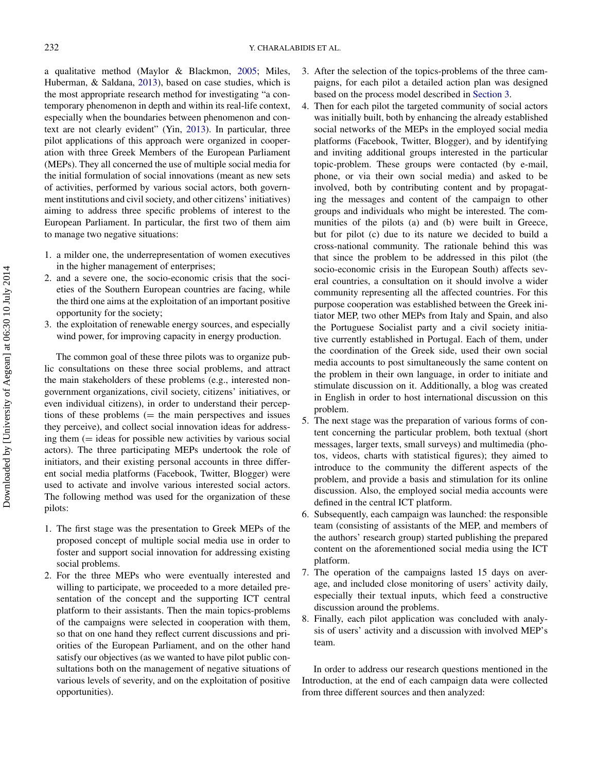a qualitative method (Maylor & Blackmon, 2005; Miles, Huberman, & Saldana, 2013), based on case studies, which is the most appropriate research method for investigating "a contemporary phenomenon in depth and within its real-life context, especially when the boundaries between phenomenon and context are not clearly evident" (Yin, 2013). In particular, three pilot applications of this approach were organized in cooperation with three Greek Members of the European Parliament (MEPs). They all concerned the use of multiple social media for the initial formulation of social innovations (meant as new sets of activities, performed by various social actors, both government institutions and civil society, and other citizens' initiatives) aiming to address three specific problems of interest to the European Parliament. In particular, the first two of them aim to manage two negative situations:

1. a milder one, the underrepresentation of women executives in the higher management of enterprises;
2. and a severe one, the socio-economic crisis that the societies of the Southern European countries are facing, while the third one aims at the exploitation of an important positive opportunity for the society;
3. the exploitation of renewable energy sources, and especially wind power, for improving capacity in energy production.

The common goal of these three pilots was to organize public consultations on these three social problems, and attract the main stakeholders of these problems (e.g., interested non-government organizations, civil society, citizens' initiatives, or even individual citizens), in order to understand their perceptions of these problems (= the main perspectives and issues they perceive), and collect social innovation ideas for addressing them (= ideas for possible new activities by various social actors). The three participating MEPs undertook the role of initiators, and their existing personal accounts in three different social media platforms (Facebook, Twitter, Blogger) were used to activate and involve various interested social actors. The following method was used for the organization of these pilots:

1. The first stage was the presentation to Greek MEPs of the proposed concept of multiple social media use in order to foster and support social innovation for addressing existing social problems.
2. For the three MEPs who were eventually interested and willing to participate, we proceeded to a more detailed presentation of the concept and the supporting ICT central platform to their assistants. Then the main topics-problems of the campaigns were selected in cooperation with them, so that on one hand they reflect current discussions and priorities of the European Parliament, and on the other hand satisfy our objectives (as we wanted to have pilot public consultations both on the management of negative situations of various levels of severity, and on the exploitation of positive opportunities).
3. After the selection of the topics-problems of the three campaigns, for each pilot a detailed action plan was designed based on the process model described in Section 3.
4. Then for each pilot the targeted community of social actors was initially built, both by enhancing the already established social networks of the MEPs in the employed social media platforms (Facebook, Twitter, Blogger), and by identifying and inviting additional groups interested in the particular topic-problem. These groups were contacted (by e-mail, phone, or via their own social media) and asked to be involved, both by contributing content and by propagating the messages and content of the campaign to other groups and individuals who might be interested. The communities of the pilots (a) and (b) were built in Greece, but for pilot (c) due to its nature we decided to build a cross-national community. The rationale behind this was that since the problem to be addressed in this pilot (the socio-economic crisis in the European South) affects several countries, a consultation on it should involve a wider community representing all the affected countries. For this purpose cooperation was established between the Greek initiator MEP, two other MEPs from Italy and Spain, and also the Portuguese Socialist party and a civil society initiative currently established in Portugal. Each of them, under the coordination of the Greek side, used their own social media accounts to post simultaneously the same content on the problem in their own language, in order to initiate and stimulate discussion on it. Additionally, a blog was created in English in order to host international discussion on this problem.
5. The next stage was the preparation of various forms of content concerning the particular problem, both textual (short messages, larger texts, small surveys) and multimedia (photos, videos, charts with statistical figures); they aimed to introduce to the community the different aspects of the problem, and provide a basis and stimulation for its online discussion. Also, the employed social media accounts were defined in the central ICT platform.
6. Subsequently, each campaign was launched: the responsible team (consisting of assistants of the MEP, and members of the authors' research group) started publishing the prepared content on the aforementioned social media using the ICT platform.
7. The operation of the campaigns lasted 15 days on average, and included close monitoring of users' activity daily, especially their textual inputs, which feed a constructive discussion around the problems.
8. Finally, each pilot application was concluded with analysis of users' activity and a discussion with involved MEP's team.

In order to address our research questions mentioned in the Introduction, at the end of each campaign data were collected from three different sources and then analyzed: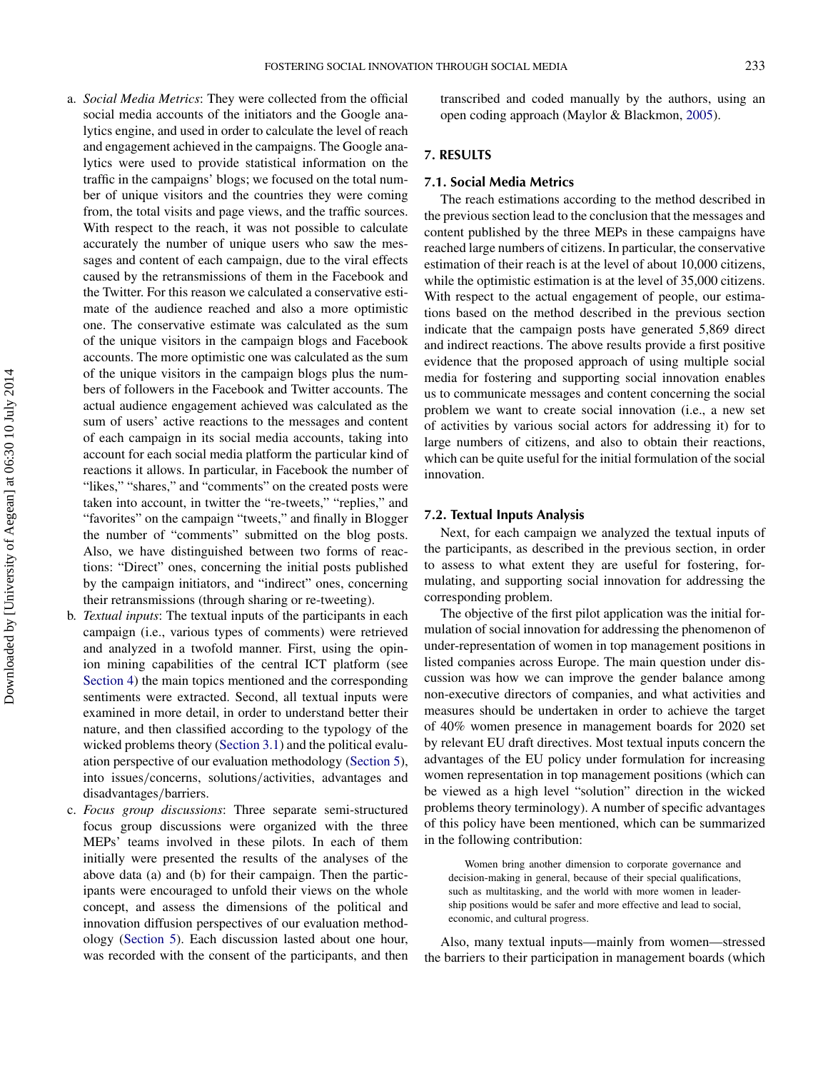a. *Social Media Metrics*: They were collected from the official social media accounts of the initiators and the Google analytics engine, and used in order to calculate the level of reach and engagement achieved in the campaigns. The Google analytics were used to provide statistical information on the traffic in the campaigns' blogs; we focused on the total number of unique visitors and the countries they were coming from, the total visits and page views, and the traffic sources. With respect to the reach, it was not possible to calculate accurately the number of unique users who saw the messages and content of each campaign, due to the viral effects caused by the retransmissions of them in the Facebook and the Twitter. For this reason we calculated a conservative estimate of the audience reached and also a more optimistic one. The conservative estimate was calculated as the sum of the unique visitors in the campaign blogs and Facebook accounts. The more optimistic one was calculated as the sum of the unique visitors in the campaign blogs plus the numbers of followers in the Facebook and Twitter accounts. The actual audience engagement achieved was calculated as the sum of users' active reactions to the messages and content of each campaign in its social media accounts, taking into account for each social media platform the particular kind of reactions it allows. In particular, in Facebook the number of "likes," "shares," and "comments" on the created posts were taken into account, in twitter the "re-tweets," "replies," and "favorites" on the campaign "tweets," and finally in Blogger the number of "comments" submitted on the blog posts. Also, we have distinguished between two forms of reactions: "Direct" ones, concerning the initial posts published by the campaign initiators, and "indirect" ones, concerning their retransmissions (through sharing or re-tweeting).
b. *Textual inputs*: The textual inputs of the participants in each campaign (i.e., various types of comments) were retrieved and analyzed in a twofold manner. First, using the opinion mining capabilities of the central ICT platform (see Section 4) the main topics mentioned and the corresponding sentiments were extracted. Second, all textual inputs were examined in more detail, in order to understand better their nature, and then classified according to the typology of the wicked problems theory (Section 3.1) and the political evaluation perspective of our evaluation methodology (Section 5), into issues/concerns, solutions/activities, advantages and disadvantages/barriers.
c. *Focus group discussions*: Three separate semi-structured focus group discussions were organized with the three MEPs' teams involved in these pilots. In each of them initially were presented the results of the analyses of the above data (a) and (b) for their campaign. Then the participants were encouraged to unfold their views on the whole concept, and assess the dimensions of the political and innovation diffusion perspectives of our evaluation methodology (Section 5). Each discussion lasted about one hour, was recorded with the consent of the participants, and then transcribed and coded manually by the authors, using an open coding approach (Maylor & Blackmon, 2005).

## 7. RESULTS

### 7.1. Social Media Metrics

The reach estimations according to the method described in the previous section lead to the conclusion that the messages and content published by the three MEPs in these campaigns have reached large numbers of citizens. In particular, the conservative estimation of their reach is at the level of about 10,000 citizens, while the optimistic estimation is at the level of 35,000 citizens. With respect to the actual engagement of people, our estimations based on the method described in the previous section indicate that the campaign posts have generated 5,869 direct and indirect reactions. The above results provide a first positive evidence that the proposed approach of using multiple social media for fostering and supporting social innovation enables us to communicate messages and content concerning the social problem we want to create social innovation (i.e., a new set of activities by various social actors for addressing it) for to large numbers of citizens, and also to obtain their reactions, which can be quite useful for the initial formulation of the social innovation.

### 7.2. Textual Inputs Analysis

Next, for each campaign we analyzed the textual inputs of the participants, as described in the previous section, in order to assess to what extent they are useful for fostering, formulating, and supporting social innovation for addressing the corresponding problem.

The objective of the first pilot application was the initial formulation of social innovation for addressing the phenomenon of under-representation of women in top management positions in listed companies across Europe. The main question under discussion was how we can improve the gender balance among non-executive directors of companies, and what activities and measures should be undertaken in order to achieve the target of 40% women presence in management boards for 2020 set by relevant EU draft directives. Most textual inputs concern the advantages of the EU policy under formulation for increasing women representation in top management positions (which can be viewed as a high level "solution" direction in the wicked problems theory terminology). A number of specific advantages of this policy have been mentioned, which can be summarized in the following contribution:

> Women bring another dimension to corporate governance and decision-making in general, because of their special qualifications, such as multitasking, and the world with more women in leadership positions would be safer and more effective and lead to social, economic, and cultural progress.

Also, many textual inputs—mainly from women—stressed the barriers to their participation in management boards (which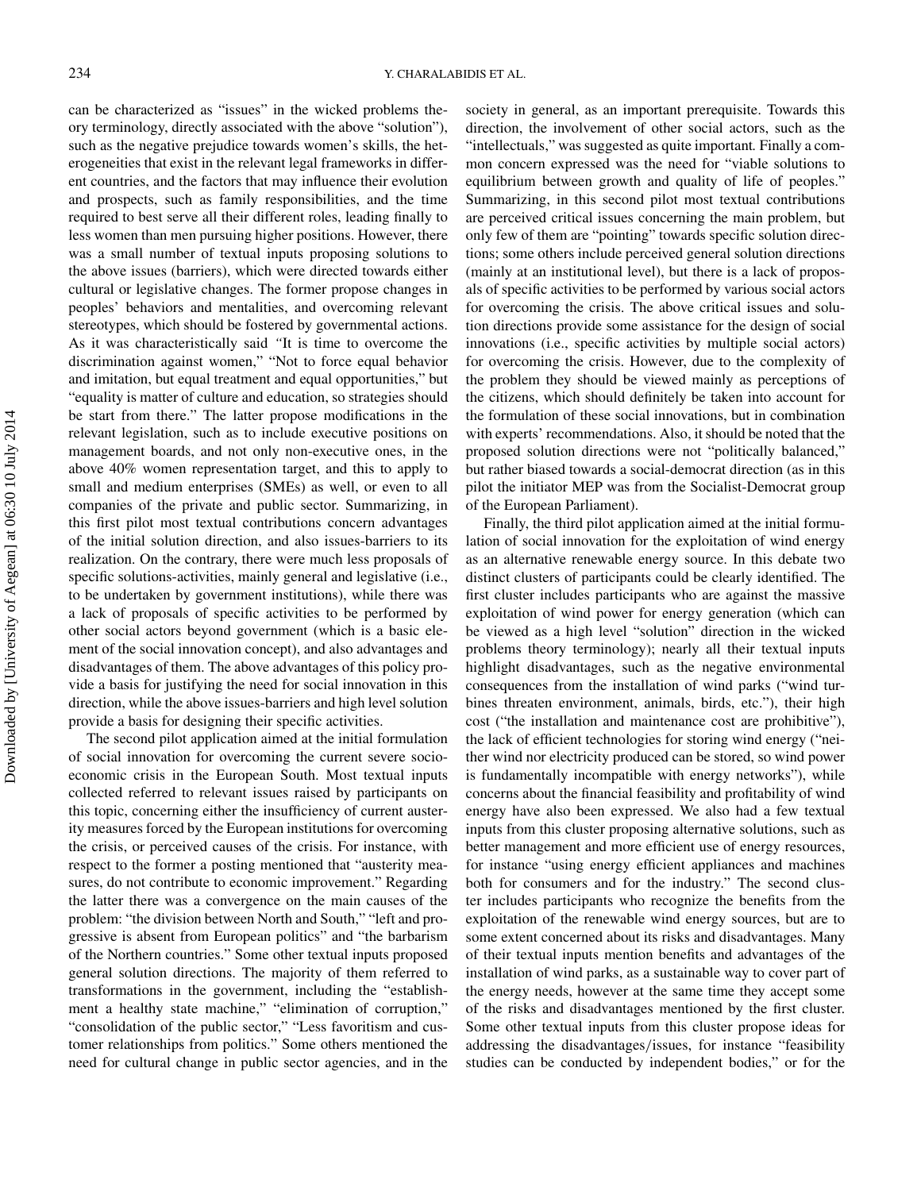can be characterized as "issues" in the wicked problems theory terminology, directly associated with the above "solution"), such as the negative prejudice towards women's skills, the heterogeneities that exist in the relevant legal frameworks in different countries, and the factors that may influence their evolution and prospects, such as family responsibilities, and the time required to best serve all their different roles, leading finally to less women than men pursuing higher positions. However, there was a small number of textual inputs proposing solutions to the above issues (barriers), which were directed towards either cultural or legislative changes. The former propose changes in peoples' behaviors and mentalities, and overcoming relevant stereotypes, which should be fostered by governmental actions. As it was characteristically said *"*It is time to overcome the discrimination against women," "Not to force equal behavior and imitation, but equal treatment and equal opportunities," but "equality is matter of culture and education, so strategies should be start from there." The latter propose modifications in the relevant legislation, such as to include executive positions on management boards, and not only non-executive ones, in the above 40% women representation target, and this to apply to small and medium enterprises (SMEs) as well, or even to all companies of the private and public sector. Summarizing, in this first pilot most textual contributions concern advantages of the initial solution direction, and also issues-barriers to its realization. On the contrary, there were much less proposals of specific solutions-activities, mainly general and legislative (i.e., to be undertaken by government institutions), while there was a lack of proposals of specific activities to be performed by other social actors beyond government (which is a basic element of the social innovation concept), and also advantages and disadvantages of them. The above advantages of this policy provide a basis for justifying the need for social innovation in this direction, while the above issues-barriers and high level solution provide a basis for designing their specific activities.

The second pilot application aimed at the initial formulation of social innovation for overcoming the current severe socioeconomic crisis in the European South. Most textual inputs collected referred to relevant issues raised by participants on this topic, concerning either the insufficiency of current austerity measures forced by the European institutions for overcoming the crisis, or perceived causes of the crisis. For instance, with respect to the former a posting mentioned that "austerity measures, do not contribute to economic improvement." Regarding the latter there was a convergence on the main causes of the problem: "the division between North and South," "left and progressive is absent from European politics" and "the barbarism of the Northern countries." Some other textual inputs proposed general solution directions. The majority of them referred to transformations in the government, including the "establishment a healthy state machine," "elimination of corruption," "consolidation of the public sector," "Less favoritism and customer relationships from politics." Some others mentioned the need for cultural change in public sector agencies, and in the society in general, as an important prerequisite. Towards this direction, the involvement of other social actors, such as the "intellectuals," was suggested as quite important. Finally a common concern expressed was the need for "viable solutions to equilibrium between growth and quality of life of peoples." Summarizing, in this second pilot most textual contributions are perceived critical issues concerning the main problem, but only few of them are "pointing" towards specific solution directions; some others include perceived general solution directions (mainly at an institutional level), but there is a lack of proposals of specific activities to be performed by various social actors for overcoming the crisis. The above critical issues and solution directions provide some assistance for the design of social innovations (i.e., specific activities by multiple social actors) for overcoming the crisis. However, due to the complexity of the problem they should be viewed mainly as perceptions of the citizens, which should definitely be taken into account for the formulation of these social innovations, but in combination with experts' recommendations. Also, it should be noted that the proposed solution directions were not "politically balanced," but rather biased towards a social-democrat direction (as in this pilot the initiator MEP was from the Socialist-Democrat group of the European Parliament).

Finally, the third pilot application aimed at the initial formulation of social innovation for the exploitation of wind energy as an alternative renewable energy source. In this debate two distinct clusters of participants could be clearly identified. The first cluster includes participants who are against the massive exploitation of wind power for energy generation (which can be viewed as a high level "solution" direction in the wicked problems theory terminology); nearly all their textual inputs highlight disadvantages, such as the negative environmental consequences from the installation of wind parks ("wind turbines threaten environment, animals, birds, etc."), their high cost ("the installation and maintenance cost are prohibitive"), the lack of efficient technologies for storing wind energy ("neither wind nor electricity produced can be stored, so wind power is fundamentally incompatible with energy networks"), while concerns about the financial feasibility and profitability of wind energy have also been expressed. We also had a few textual inputs from this cluster proposing alternative solutions, such as better management and more efficient use of energy resources, for instance "using energy efficient appliances and machines both for consumers and for the industry." The second cluster includes participants who recognize the benefits from the exploitation of the renewable wind energy sources, but are to some extent concerned about its risks and disadvantages. Many of their textual inputs mention benefits and advantages of the installation of wind parks, as a sustainable way to cover part of the energy needs, however at the same time they accept some of the risks and disadvantages mentioned by the first cluster. Some other textual inputs from this cluster propose ideas for addressing the disadvantages/issues, for instance "feasibility studies can be conducted by independent bodies," or for the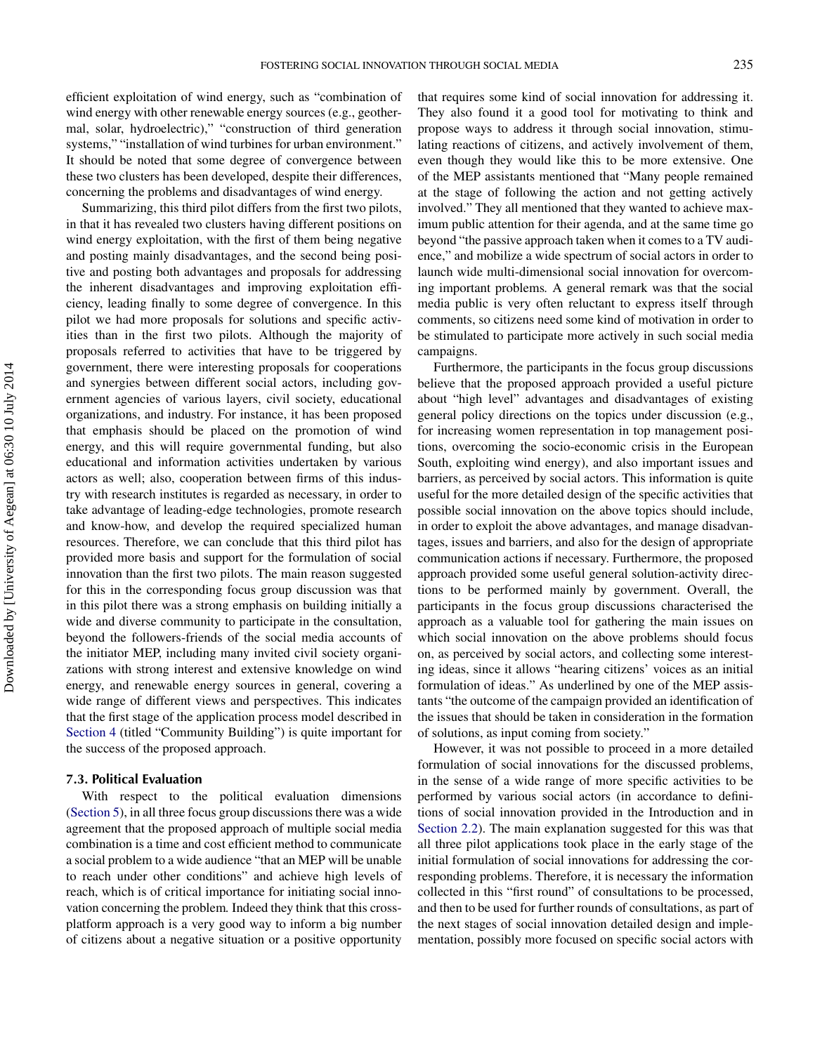efficient exploitation of wind energy, such as "combination of wind energy with other renewable energy sources (e.g., geothermal, solar, hydroelectric)," "construction of third generation systems," "installation of wind turbines for urban environment." It should be noted that some degree of convergence between these two clusters has been developed, despite their differences, concerning the problems and disadvantages of wind energy.

Summarizing, this third pilot differs from the first two pilots, in that it has revealed two clusters having different positions on wind energy exploitation, with the first of them being negative and posting mainly disadvantages, and the second being positive and posting both advantages and proposals for addressing the inherent disadvantages and improving exploitation efficiency, leading finally to some degree of convergence. In this pilot we had more proposals for solutions and specific activities than in the first two pilots. Although the majority of proposals referred to activities that have to be triggered by government, there were interesting proposals for cooperations and synergies between different social actors, including government agencies of various layers, civil society, educational organizations, and industry. For instance, it has been proposed that emphasis should be placed on the promotion of wind energy, and this will require governmental funding, but also educational and information activities undertaken by various actors as well; also, cooperation between firms of this industry with research institutes is regarded as necessary, in order to take advantage of leading-edge technologies, promote research and know-how, and develop the required specialized human resources. Therefore, we can conclude that this third pilot has provided more basis and support for the formulation of social innovation than the first two pilots. The main reason suggested for this in the corresponding focus group discussion was that in this pilot there was a strong emphasis on building initially a wide and diverse community to participate in the consultation, beyond the followers-friends of the social media accounts of the initiator MEP, including many invited civil society organizations with strong interest and extensive knowledge on wind energy, and renewable energy sources in general, covering a wide range of different views and perspectives. This indicates that the first stage of the application process model described in Section 4 (titled "Community Building") is quite important for the success of the proposed approach.

### 7.3. Political Evaluation

With respect to the political evaluation dimensions (Section 5), in all three focus group discussions there was a wide agreement that the proposed approach of multiple social media combination is a time and cost efficient method to communicate a social problem to a wide audience "that an MEP will be unable to reach under other conditions" and achieve high levels of reach, which is of critical importance for initiating social innovation concerning the problem. Indeed they think that this cross-platform approach is a very good way to inform a big number of citizens about a negative situation or a positive opportunity that requires some kind of social innovation for addressing it. They also found it a good tool for motivating to think and propose ways to address it through social innovation, stimulating reactions of citizens, and actively involvement of them, even though they would like this to be more extensive. One of the MEP assistants mentioned that "Many people remained at the stage of following the action and not getting actively involved." They all mentioned that they wanted to achieve maximum public attention for their agenda, and at the same time go beyond "the passive approach taken when it comes to a TV audience," and mobilize a wide spectrum of social actors in order to launch wide multi-dimensional social innovation for overcoming important problems. A general remark was that the social media public is very often reluctant to express itself through comments, so citizens need some kind of motivation in order to be stimulated to participate more actively in such social media campaigns.

Furthermore, the participants in the focus group discussions believe that the proposed approach provided a useful picture about "high level" advantages and disadvantages of existing general policy directions on the topics under discussion (e.g., for increasing women representation in top management positions, overcoming the socio-economic crisis in the European South, exploiting wind energy), and also important issues and barriers, as perceived by social actors. This information is quite useful for the more detailed design of the specific activities that possible social innovation on the above topics should include, in order to exploit the above advantages, and manage disadvantages, issues and barriers, and also for the design of appropriate communication actions if necessary. Furthermore, the proposed approach provided some useful general solution-activity directions to be performed mainly by government. Overall, the participants in the focus group discussions characterised the approach as a valuable tool for gathering the main issues on which social innovation on the above problems should focus on, as perceived by social actors, and collecting some interesting ideas, since it allows "hearing citizens' voices as an initial formulation of ideas." As underlined by one of the MEP assistants "the outcome of the campaign provided an identification of the issues that should be taken in consideration in the formation of solutions, as input coming from society."

However, it was not possible to proceed in a more detailed formulation of social innovations for the discussed problems, in the sense of a wide range of more specific activities to be performed by various social actors (in accordance to definitions of social innovation provided in the Introduction and in Section 2.2). The main explanation suggested for this was that all three pilot applications took place in the early stage of the initial formulation of social innovations for addressing the corresponding problems. Therefore, it is necessary the information collected in this "first round" of consultations to be processed, and then to be used for further rounds of consultations, as part of the next stages of social innovation detailed design and implementation, possibly more focused on specific social actors with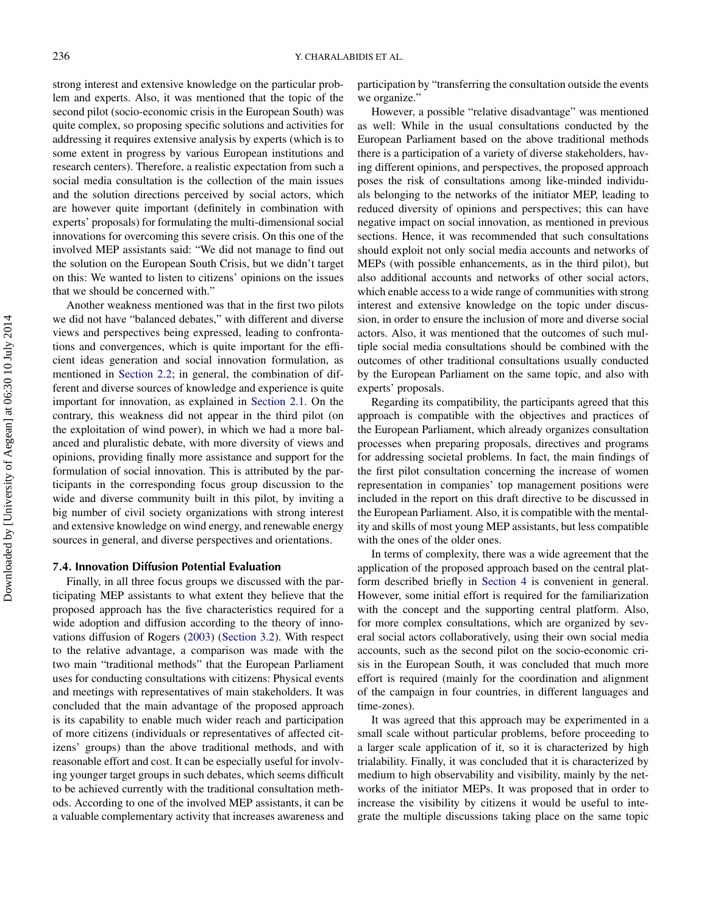strong interest and extensive knowledge on the particular problem and experts. Also, it was mentioned that the topic of the second pilot (socio-economic crisis in the European South) was quite complex, so proposing specific solutions and activities for addressing it requires extensive analysis by experts (which is to some extent in progress by various European institutions and research centers). Therefore, a realistic expectation from such a social media consultation is the collection of the main issues and the solution directions perceived by social actors, which are however quite important (definitely in combination with experts' proposals) for formulating the multi-dimensional social innovations for overcoming this severe crisis. On this one of the involved MEP assistants said: "We did not manage to find out the solution on the European South Crisis, but we didn't target on this: We wanted to listen to citizens' opinions on the issues that we should be concerned with."

Another weakness mentioned was that in the first two pilots we did not have "balanced debates," with different and diverse views and perspectives being expressed, leading to confrontations and convergences, which is quite important for the efficient ideas generation and social innovation formulation, as mentioned in Section 2.2; in general, the combination of different and diverse sources of knowledge and experience is quite important for innovation, as explained in Section 2.1. On the contrary, this weakness did not appear in the third pilot (on the exploitation of wind power), in which we had a more balanced and pluralistic debate, with more diversity of views and opinions, providing finally more assistance and support for the formulation of social innovation. This is attributed by the participants in the corresponding focus group discussion to the wide and diverse community built in this pilot, by inviting a big number of civil society organizations with strong interest and extensive knowledge on wind energy, and renewable energy sources in general, and diverse perspectives and orientations.

### 7.4. Innovation Diffusion Potential Evaluation

Finally, in all three focus groups we discussed with the participating MEP assistants to what extent they believe that the proposed approach has the five characteristics required for a wide adoption and diffusion according to the theory of innovations diffusion of Rogers (2003) (Section 3.2). With respect to the relative advantage, a comparison was made with the two main "traditional methods" that the European Parliament uses for conducting consultations with citizens: Physical events and meetings with representatives of main stakeholders. It was concluded that the main advantage of the proposed approach is its capability to enable much wider reach and participation of more citizens (individuals or representatives of affected citizens' groups) than the above traditional methods, and with reasonable effort and cost. It can be especially useful for involving younger target groups in such debates, which seems difficult to be achieved currently with the traditional consultation methods. According to one of the involved MEP assistants, it can be a valuable complementary activity that increases awareness and participation by "transferring the consultation outside the events we organize."

However, a possible "relative disadvantage" was mentioned as well: While in the usual consultations conducted by the European Parliament based on the above traditional methods there is a participation of a variety of diverse stakeholders, having different opinions, and perspectives, the proposed approach poses the risk of consultations among like-minded individuals belonging to the networks of the initiator MEP, leading to reduced diversity of opinions and perspectives; this can have negative impact on social innovation, as mentioned in previous sections. Hence, it was recommended that such consultations should exploit not only social media accounts and networks of MEPs (with possible enhancements, as in the third pilot), but also additional accounts and networks of other social actors, which enable access to a wide range of communities with strong interest and extensive knowledge on the topic under discussion, in order to ensure the inclusion of more and diverse social actors. Also, it was mentioned that the outcomes of such multiple social media consultations should be combined with the outcomes of other traditional consultations usually conducted by the European Parliament on the same topic, and also with experts' proposals.

Regarding its compatibility, the participants agreed that this approach is compatible with the objectives and practices of the European Parliament, which already organizes consultation processes when preparing proposals, directives and programs for addressing societal problems. In fact, the main findings of the first pilot consultation concerning the increase of women representation in companies' top management positions were included in the report on this draft directive to be discussed in the European Parliament. Also, it is compatible with the mentality and skills of most young MEP assistants, but less compatible with the ones of the older ones.

In terms of complexity, there was a wide agreement that the application of the proposed approach based on the central platform described briefly in Section 4 is convenient in general. However, some initial effort is required for the familiarization with the concept and the supporting central platform. Also, for more complex consultations, which are organized by several social actors collaboratively, using their own social media accounts, such as the second pilot on the socio-economic crisis in the European South, it was concluded that much more effort is required (mainly for the coordination and alignment of the campaign in four countries, in different languages and time-zones).

It was agreed that this approach may be experimented in a small scale without particular problems, before proceeding to a larger scale application of it, so it is characterized by high trialability. Finally, it was concluded that it is characterized by medium to high observability and visibility, mainly by the networks of the initiator MEPs. It was proposed that in order to increase the visibility by citizens it would be useful to integrate the multiple discussions taking place on the same topic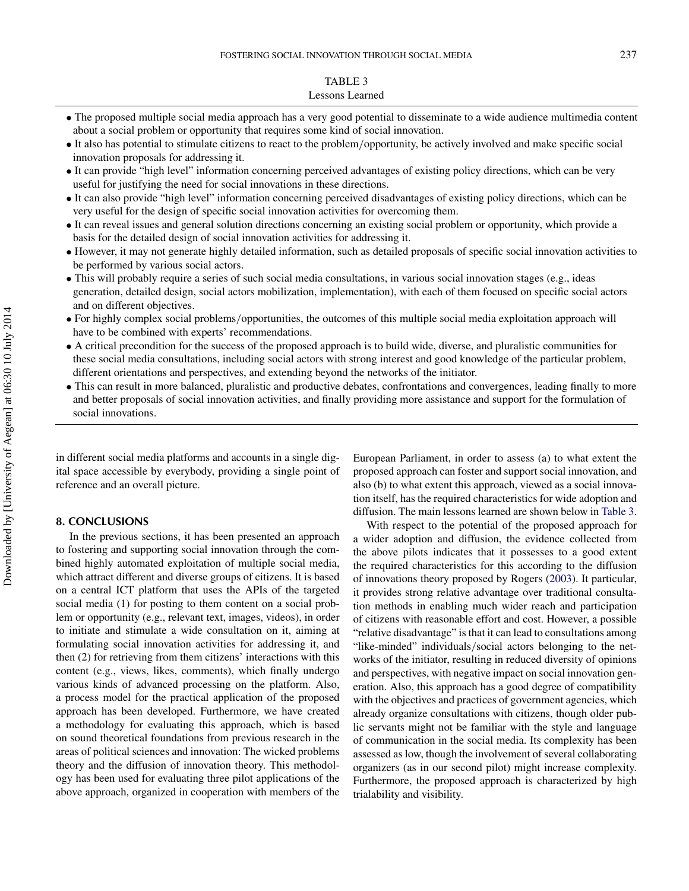TABLE 3
Lessons Learned

- The proposed multiple social media approach has a very good potential to disseminate to a wide audience multimedia content about a social problem or opportunity that requires some kind of social innovation.
- It also has potential to stimulate citizens to react to the problem/opportunity, be actively involved and make specific social innovation proposals for addressing it.
- It can provide "high level" information concerning perceived advantages of existing policy directions, which can be very useful for justifying the need for social innovations in these directions.
- It can also provide "high level" information concerning perceived disadvantages of existing policy directions, which can be very useful for the design of specific social innovation activities for overcoming them.
- It can reveal issues and general solution directions concerning an existing social problem or opportunity, which provide a basis for the detailed design of social innovation activities for addressing it.
- However, it may not generate highly detailed information, such as detailed proposals of specific social innovation activities to be performed by various social actors.
- This will probably require a series of such social media consultations, in various social innovation stages (e.g., ideas generation, detailed design, social actors mobilization, implementation), with each of them focused on specific social actors and on different objectives.
- For highly complex social problems/opportunities, the outcomes of this multiple social media exploitation approach will have to be combined with experts' recommendations.
- A critical precondition for the success of the proposed approach is to build wide, diverse, and pluralistic communities for these social media consultations, including social actors with strong interest and good knowledge of the particular problem, different orientations and perspectives, and extending beyond the networks of the initiator.
- This can result in more balanced, pluralistic and productive debates, confrontations and convergences, leading finally to more and better proposals of social innovation activities, and finally providing more assistance and support for the formulation of social innovations.

in different social media platforms and accounts in a single digital space accessible by everybody, providing a single point of reference and an overall picture.

## 8. CONCLUSIONS

In the previous sections, it has been presented an approach to fostering and supporting social innovation through the combined highly automated exploitation of multiple social media, which attract different and diverse groups of citizens. It is based on a central ICT platform that uses the APIs of the targeted social media (1) for posting to them content on a social problem or opportunity (e.g., relevant text, images, videos), in order to initiate and stimulate a wide consultation on it, aiming at formulating social innovation activities for addressing it, and then (2) for retrieving from them citizens' interactions with this content (e.g., views, likes, comments), which finally undergo various kinds of advanced processing on the platform. Also, a process model for the practical application of the proposed approach has been developed. Furthermore, we have created a methodology for evaluating this approach, which is based on sound theoretical foundations from previous research in the areas of political sciences and innovation: The wicked problems theory and the diffusion of innovation theory. This methodology has been used for evaluating three pilot applications of the above approach, organized in cooperation with members of the European Parliament, in order to assess (a) to what extent the proposed approach can foster and support social innovation, and also (b) to what extent this approach, viewed as a social innovation itself, has the required characteristics for wide adoption and diffusion. The main lessons learned are shown below in Table 3.

With respect to the potential of the proposed approach for a wider adoption and diffusion, the evidence collected from the above pilots indicates that it possesses to a good extent the required characteristics for this according to the diffusion of innovations theory proposed by Rogers (2003). It particular, it provides strong relative advantage over traditional consultation methods in enabling much wider reach and participation of citizens with reasonable effort and cost. However, a possible "relative disadvantage" is that it can lead to consultations among "like-minded" individuals/social actors belonging to the networks of the initiator, resulting in reduced diversity of opinions and perspectives, with negative impact on social innovation generation. Also, this approach has a good degree of compatibility with the objectives and practices of government agencies, which already organize consultations with citizens, though older public servants might not be familiar with the style and language of communication in the social media. Its complexity has been assessed as low, though the involvement of several collaborating organizers (as in our second pilot) might increase complexity. Furthermore, the proposed approach is characterized by high trialability and visibility.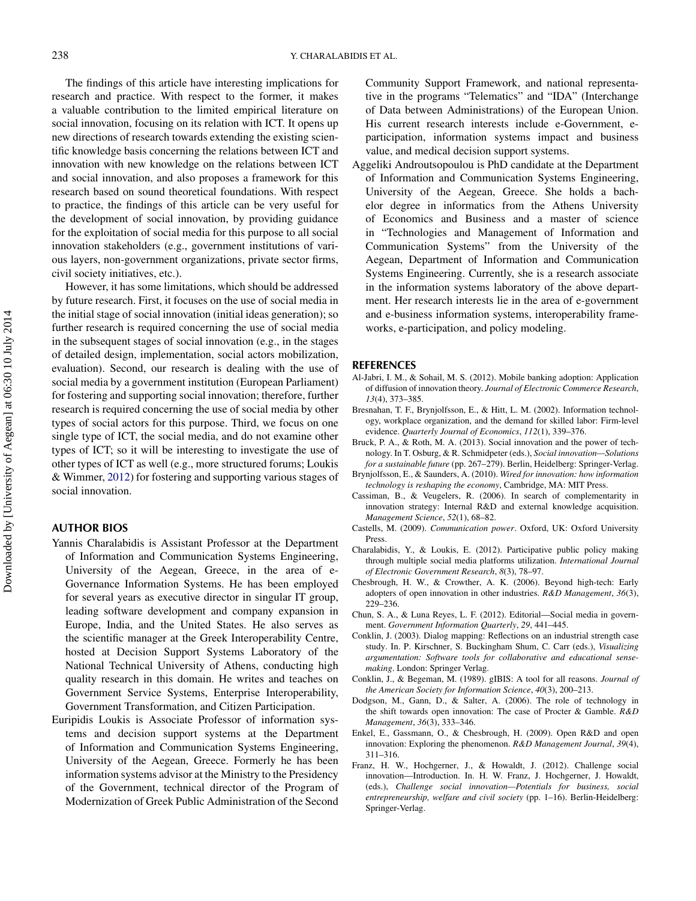The findings of this article have interesting implications for research and practice. With respect to the former, it makes a valuable contribution to the limited empirical literature on social innovation, focusing on its relation with ICT. It opens up new directions of research towards extending the existing scientific knowledge basis concerning the relations between ICT and innovation with new knowledge on the relations between ICT and social innovation, and also proposes a framework for this research based on sound theoretical foundations. With respect to practice, the findings of this article can be very useful for the development of social innovation, by providing guidance for the exploitation of social media for this purpose to all social innovation stakeholders (e.g., government institutions of various layers, non-government organizations, private sector firms, civil society initiatives, etc.).

However, it has some limitations, which should be addressed by future research. First, it focuses on the use of social media in the initial stage of social innovation (initial ideas generation); so further research is required concerning the use of social media in the subsequent stages of social innovation (e.g., in the stages of detailed design, implementation, social actors mobilization, evaluation). Second, our research is dealing with the use of social media by a government institution (European Parliament) for fostering and supporting social innovation; therefore, further research is required concerning the use of social media by other types of social actors for this purpose. Third, we focus on one single type of ICT, the social media, and do not examine other types of ICT; so it will be interesting to investigate the use of other types of ICT as well (e.g., more structured forums; Loukis & Wimmer, 2012) for fostering and supporting various stages of social innovation.

## AUTHOR BIOS

Yannis Charalabidis is Assistant Professor at the Department of Information and Communication Systems Engineering, University of the Aegean, Greece, in the area of e-Governance Information Systems. He has been employed for several years as executive director in singular IT group, leading software development and company expansion in Europe, India, and the United States. He also serves as the scientific manager at the Greek Interoperability Centre, hosted at Decision Support Systems Laboratory of the National Technical University of Athens, conducting high quality research in this domain. He writes and teaches on Government Service Systems, Enterprise Interoperability, Government Transformation, and Citizen Participation.

Euripidis Loukis is Associate Professor of information systems and decision support systems at the Department of Information and Communication Systems Engineering, University of the Aegean, Greece. Formerly he has been information systems advisor at the Ministry to the Presidency of the Government, technical director of the Program of Modernization of Greek Public Administration of the Second Community Support Framework, and national representative in the programs "Telematics" and "IDA" (Interchange of Data between Administrations) of the European Union. His current research interests include e-Government, e-participation, information systems impact and business value, and medical decision support systems.

Aggeliki Androutsopoulou is PhD candidate at the Department of Information and Communication Systems Engineering, University of the Aegean, Greece. She holds a bachelor degree in informatics from the Athens University of Economics and Business and a master of science in "Technologies and Management of Information and Communication Systems" from the University of the Aegean, Department of Information and Communication Systems Engineering. Currently, she is a research associate in the information systems laboratory of the above department. Her research interests lie in the area of e-government and e-business information systems, interoperability frameworks, e-participation, and policy modeling.

## REFERENCES

Al-Jabri, I. M., & Sohail, M. S. (2012). Mobile banking adoption: Application of diffusion of innovation theory. *Journal of Electronic Commerce Research*, *13*(4), 373–385.

Bresnahan, T. F., Brynjolfsson, E., & Hitt, L. M. (2002). Information technology, workplace organization, and the demand for skilled labor: Firm-level evidence. *Quarterly Journal of Economics*, *112*(1), 339–376.

Bruck, P. A., & Roth, M. A. (2013). Social innovation and the power of technology. In T. Osburg, & R. Schmidpeter (eds.), *Social innovation—Solutions for a sustainable future* (pp. 267–279). Berlin, Heidelberg: Springer-Verlag.

Brynjolfsson, E., & Saunders, A. (2010). *Wired for innovation: how information technology is reshaping the economy*, Cambridge, MA: MIT Press.

Cassiman, B., & Veugelers, R. (2006). In search of complementarity in innovation strategy: Internal R&D and external knowledge acquisition. *Management Science*, *52*(1), 68–82.

Castells, M. (2009). *Communication power*. Oxford, UK: Oxford University Press.

Charalabidis, Y., & Loukis, E. (2012). Participative public policy making through multiple social media platforms utilization. *International Journal of Electronic Government Research*, *8*(3), 78–97.

Chesbrough, H. W., & Crowther, A. K. (2006). Beyond high-tech: Early adopters of open innovation in other industries. *R&D Management*, *36*(3), 229–236.

Chun, S. A., & Luna Reyes, L. F. (2012). Editorial—Social media in government. *Government Information Quarterly*, *29*, 441–445.

Conklin, J. (2003). Dialog mapping: Reflections on an industrial strength case study. In. P. Kirschner, S. Buckingham Shum, C. Carr (eds.), *Visualizing argumentation: Software tools for collaborative and educational sense-making*. London: Springer Verlag.

Conklin, J., & Begeman, M. (1989). gIBIS: A tool for all reasons. *Journal of the American Society for Information Science*, *40*(3), 200–213.

Dodgson, M., Gann, D., & Salter, A. (2006). The role of technology in the shift towards open innovation: The case of Procter & Gamble. *R&D Management*, *36*(3), 333–346.

Enkel, E., Gassmann, O., & Chesbrough, H. (2009). Open R&D and open innovation: Exploring the phenomenon. *R&D Management Journal*, *39*(4), 311–316.

Franz, H. W., Hochgerner, J., & Howaldt, J. (2012). Challenge social innovation—Introduction. In. H. W. Franz, J. Hochgerner, J. Howaldt, (eds.), *Challenge social innovation—Potentials for business, social entrepreneurship, welfare and civil society* (pp. 1–16). Berlin-Heidelberg: Springer-Verlag.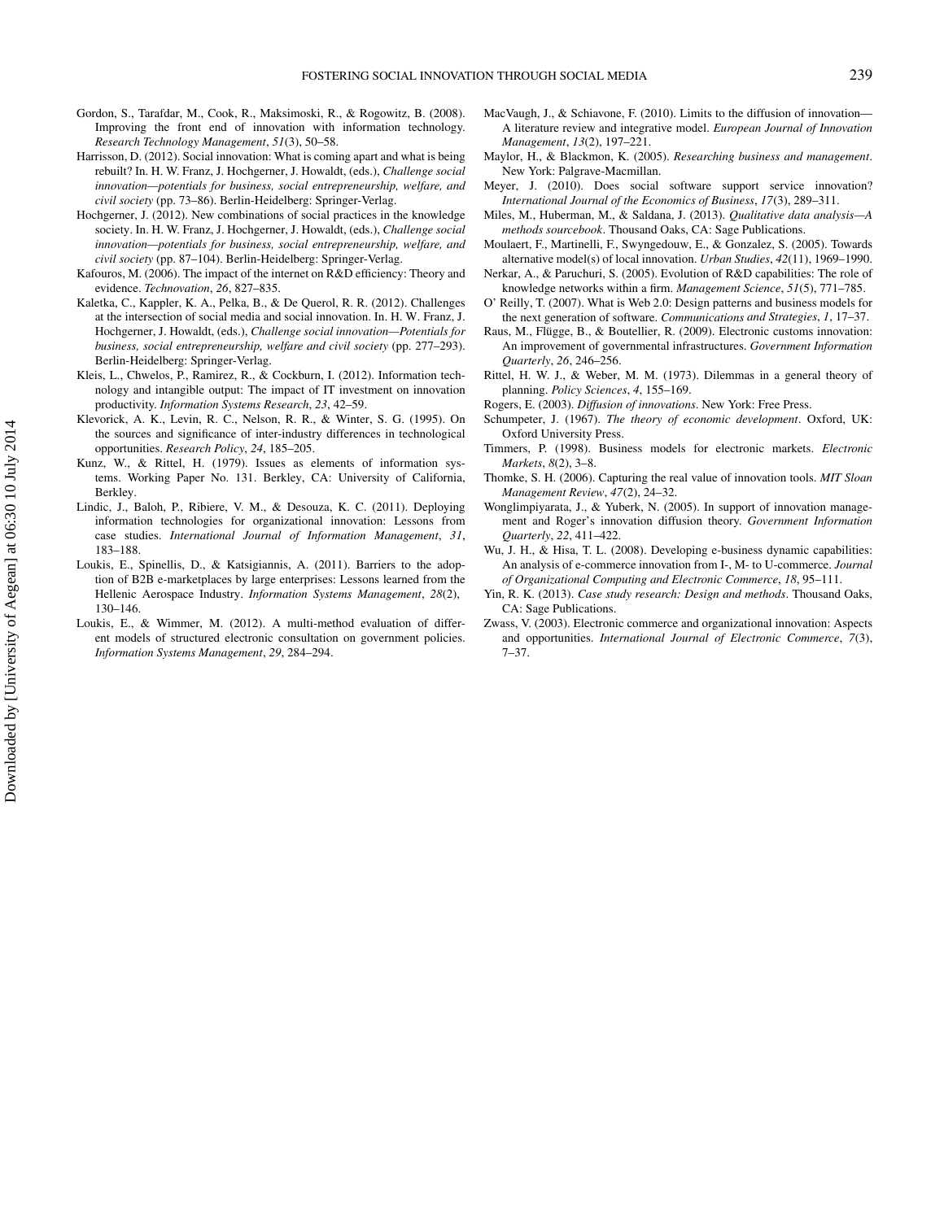Gordon, S., Tarafdar, M., Cook, R., Maksimoski, R., & Rogowitz, B. (2008). Improving the front end of innovation with information technology. *Research Technology Management*, *51*(3), 50–58.

Harrisson, D. (2012). Social innovation: What is coming apart and what is being rebuilt? In. H. W. Franz, J. Hochgerner, J. Howaldt, (eds.), *Challenge social innovation—potentials for business, social entrepreneurship, welfare, and civil society* (pp. 73–86). Berlin-Heidelberg: Springer-Verlag.

Hochgerner, J. (2012). New combinations of social practices in the knowledge society. In. H. W. Franz, J. Hochgerner, J. Howaldt, (eds.), *Challenge social innovation—potentials for business, social entrepreneurship, welfare, and civil society* (pp. 87–104). Berlin-Heidelberg: Springer-Verlag.

Kafouros, M. (2006). The impact of the internet on R&D efficiency: Theory and evidence. *Technovation*, *26*, 827–835.

Kaletka, C., Kappler, K. A., Pelka, B., & De Querol, R. R. (2012). Challenges at the intersection of social media and social innovation. In. H. W. Franz, J. Hochgerner, J. Howaldt, (eds.), *Challenge social innovation—Potentials for business, social entrepreneurship, welfare and civil society* (pp. 277–293). Berlin-Heidelberg: Springer-Verlag.

Kleis, L., Chwelos, P., Ramirez, R., & Cockburn, I. (2012). Information technology and intangible output: The impact of IT investment on innovation productivity. *Information Systems Research*, *23*, 42–59.

Klevorick, A. K., Levin, R. C., Nelson, R. R., & Winter, S. G. (1995). On the sources and significance of inter-industry differences in technological opportunities. *Research Policy*, *24*, 185–205.

Kunz, W., & Rittel, H. (1979). Issues as elements of information systems. Working Paper No. 131. Berkley, CA: University of California, Berkley.

Lindic, J., Baloh, P., Ribiere, V. M., & Desouza, K. C. (2011). Deploying information technologies for organizational innovation: Lessons from case studies. *International Journal of Information Management*, *31*, 183–188.

Loukis, E., Spinellis, D., & Katsigiannis, A. (2011). Barriers to the adoption of B2B e-marketplaces by large enterprises: Lessons learned from the Hellenic Aerospace Industry. *Information Systems Management*, *28*(2), 130–146.

Loukis, E., & Wimmer, M. (2012). A multi-method evaluation of different models of structured electronic consultation on government policies. *Information Systems Management*, *29*, 284–294.

MacVaugh, J., & Schiavone, F. (2010). Limits to the diffusion of innovation—A literature review and integrative model. *European Journal of Innovation Management*, *13*(2), 197–221.

Maylor, H., & Blackmon, K. (2005). *Researching business and management*. New York: Palgrave-Macmillan.

Meyer, J. (2010). Does social software support service innovation? *International Journal of the Economics of Business*, *17*(3), 289–311.

Miles, M., Huberman, M., & Saldana, J. (2013). *Qualitative data analysis—A methods sourcebook*. Thousand Oaks, CA: Sage Publications.

Moulaert, F., Martinelli, F., Swyngedouw, E., & Gonzalez, S. (2005). Towards alternative model(s) of local innovation. *Urban Studies*, *42*(11), 1969–1990.

Nerkar, A., & Paruchuri, S. (2005). Evolution of R&D capabilities: The role of knowledge networks within a firm. *Management Science*, *51*(5), 771–785.

O' Reilly, T. (2007). What is Web 2.0: Design patterns and business models for the next generation of software. *Communications and Strategies*, *1*, 17–37.

Raus, M., Flügge, B., & Boutellier, R. (2009). Electronic customs innovation: An improvement of governmental infrastructures. *Government Information Quarterly*, *26*, 246–256.

Rittel, H. W. J., & Weber, M. M. (1973). Dilemmas in a general theory of planning. *Policy Sciences*, *4*, 155–169.

Rogers, E. (2003). *Diffusion of innovations*. New York: Free Press.

Schumpeter, J. (1967). *The theory of economic development*. Oxford, UK: Oxford University Press.

Timmers, P. (1998). Business models for electronic markets. *Electronic Markets*, *8*(2), 3–8.

Thomke, S. H. (2006). Capturing the real value of innovation tools. *MIT Sloan Management Review*, *47*(2), 24–32.

Wonglimpiyarata, J., & Yuberk, N. (2005). In support of innovation management and Roger's innovation diffusion theory. *Government Information Quarterly*, *22*, 411–422.

Wu, J. H., & Hisa, T. L. (2008). Developing e-business dynamic capabilities: An analysis of e-commerce innovation from I-, M- to U-commerce. *Journal of Organizational Computing and Electronic Commerce*, *18*, 95–111.

Yin, R. K. (2013). *Case study research: Design and methods*. Thousand Oaks, CA: Sage Publications.

Zwass, V. (2003). Electronic commerce and organizational innovation: Aspects and opportunities. *International Journal of Electronic Commerce*, *7*(3), 7–37.